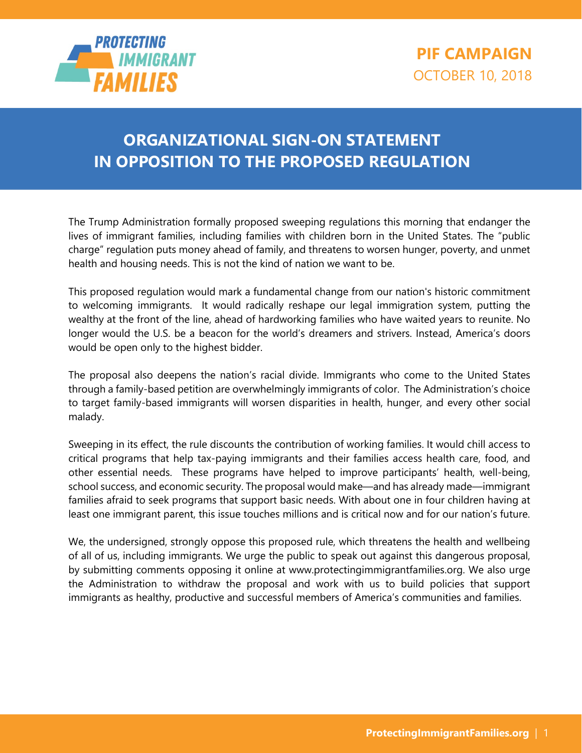PROTECTING IMMIGRANT FAMILIES

**PIF CAMPAIGN**
OCTOBER 10, 2018

# ORGANIZATIONAL SIGN-ON STATEMENT IN OPPOSITION TO THE PROPOSED REGULATION

The Trump Administration formally proposed sweeping regulations this morning that endanger the lives of immigrant families, including families with children born in the United States. The "public charge" regulation puts money ahead of family, and threatens to worsen hunger, poverty, and unmet health and housing needs. This is not the kind of nation we want to be.

This proposed regulation would mark a fundamental change from our nation's historic commitment to welcoming immigrants. It would radically reshape our legal immigration system, putting the wealthy at the front of the line, ahead of hardworking families who have waited years to reunite. No longer would the U.S. be a beacon for the world's dreamers and strivers. Instead, America's doors would be open only to the highest bidder.

The proposal also deepens the nation's racial divide. Immigrants who come to the United States through a family-based petition are overwhelmingly immigrants of color. The Administration's choice to target family-based immigrants will worsen disparities in health, hunger, and every other social malady.

Sweeping in its effect, the rule discounts the contribution of working families. It would chill access to critical programs that help tax-paying immigrants and their families access health care, food, and other essential needs. These programs have helped to improve participants' health, well-being, school success, and economic security. The proposal would make—and has already made—immigrant families afraid to seek programs that support basic needs. With about one in four children having at least one immigrant parent, this issue touches millions and is critical now and for our nation's future.

We, the undersigned, strongly oppose this proposed rule, which threatens the health and wellbeing of all of us, including immigrants. We urge the public to speak out against this dangerous proposal, by submitting comments opposing it online at www.protectingimmigrantfamilies.org. We also urge the Administration to withdraw the proposal and work with us to build policies that support immigrants as healthy, productive and successful members of America's communities and families.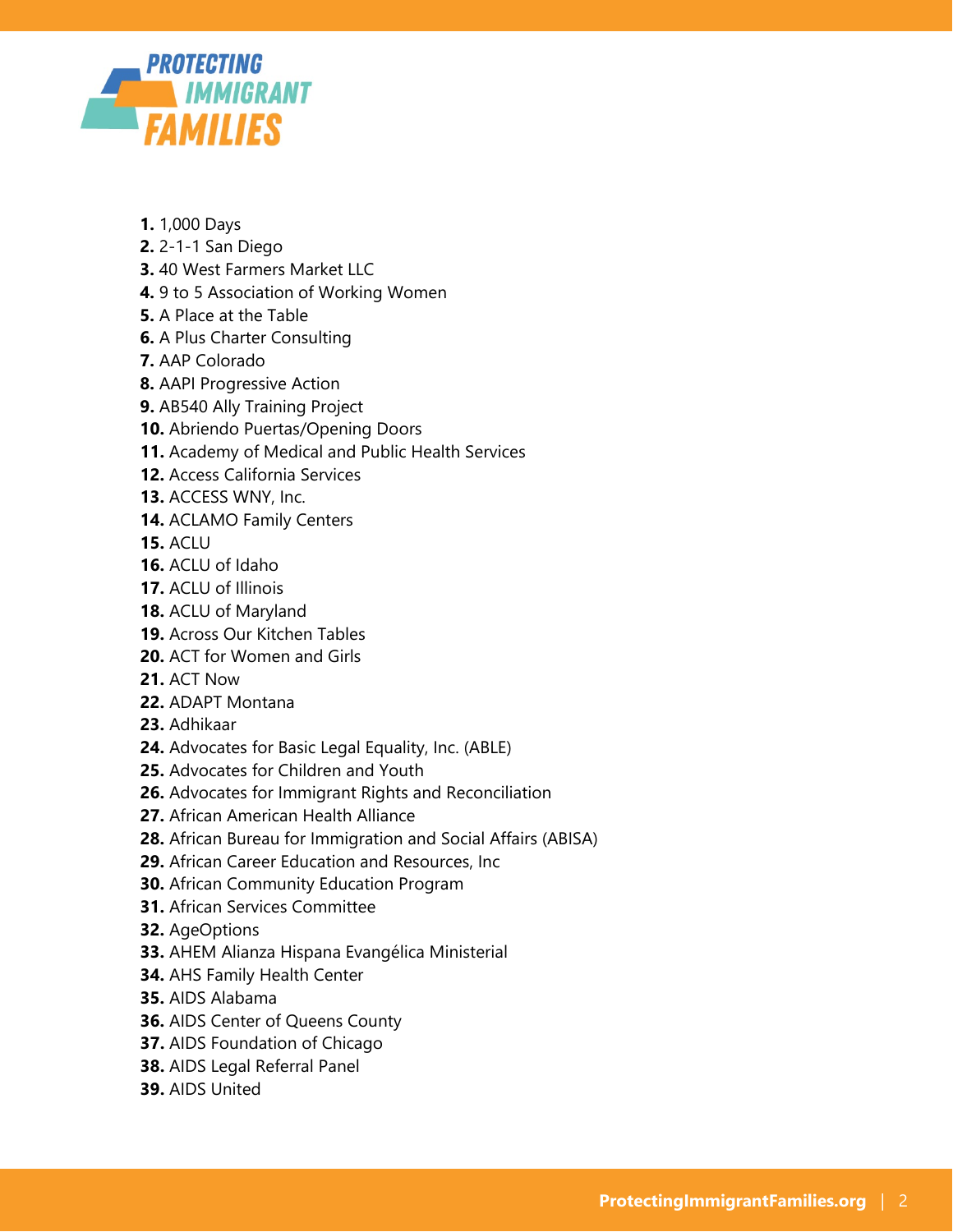1. 1,000 Days
2. 2-1-1 San Diego
3. 40 West Farmers Market LLC
4. 9 to 5 Association of Working Women
5. A Place at the Table
6. A Plus Charter Consulting
7. AAP Colorado
8. AAPI Progressive Action
9. AB540 Ally Training Project
10. Abriendo Puertas/Opening Doors
11. Academy of Medical and Public Health Services
12. Access California Services
13. ACCESS WNY, Inc.
14. ACLAMO Family Centers
15. ACLU
16. ACLU of Idaho
17. ACLU of Illinois
18. ACLU of Maryland
19. Across Our Kitchen Tables
20. ACT for Women and Girls
21. ACT Now
22. ADAPT Montana
23. Adhikaar
24. Advocates for Basic Legal Equality, Inc. (ABLE)
25. Advocates for Children and Youth
26. Advocates for Immigrant Rights and Reconciliation
27. African American Health Alliance
28. African Bureau for Immigration and Social Affairs (ABISA)
29. African Career Education and Resources, Inc
30. African Community Education Program
31. African Services Committee
32. AgeOptions
33. AHEM Alianza Hispana Evangélica Ministerial
34. AHS Family Health Center
35. AIDS Alabama
36. AIDS Center of Queens County
37. AIDS Foundation of Chicago
38. AIDS Legal Referral Panel
39. AIDS United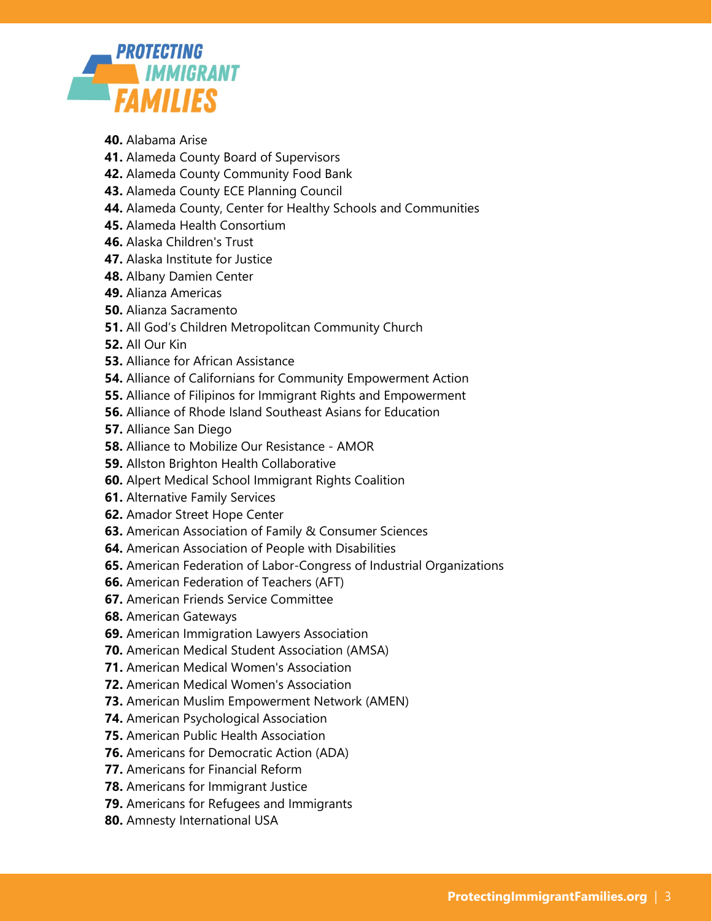**40.** Alabama Arise
**41.** Alameda County Board of Supervisors
**42.** Alameda County Community Food Bank
**43.** Alameda County ECE Planning Council
**44.** Alameda County, Center for Healthy Schools and Communities
**45.** Alameda Health Consortium
**46.** Alaska Children's Trust
**47.** Alaska Institute for Justice
**48.** Albany Damien Center
**49.** Alianza Americas
**50.** Alianza Sacramento
**51.** All God's Children Metropolitcan Community Church
**52.** All Our Kin
**53.** Alliance for African Assistance
**54.** Alliance of Californians for Community Empowerment Action
**55.** Alliance of Filipinos for Immigrant Rights and Empowerment
**56.** Alliance of Rhode Island Southeast Asians for Education
**57.** Alliance San Diego
**58.** Alliance to Mobilize Our Resistance - AMOR
**59.** Allston Brighton Health Collaborative
**60.** Alpert Medical School Immigrant Rights Coalition
**61.** Alternative Family Services
**62.** Amador Street Hope Center
**63.** American Association of Family & Consumer Sciences
**64.** American Association of People with Disabilities
**65.** American Federation of Labor-Congress of Industrial Organizations
**66.** American Federation of Teachers (AFT)
**67.** American Friends Service Committee
**68.** American Gateways
**69.** American Immigration Lawyers Association
**70.** American Medical Student Association (AMSA)
**71.** American Medical Women's Association
**72.** American Medical Women's Association
**73.** American Muslim Empowerment Network (AMEN)
**74.** American Psychological Association
**75.** American Public Health Association
**76.** Americans for Democratic Action (ADA)
**77.** Americans for Financial Reform
**78.** Americans for Immigrant Justice
**79.** Americans for Refugees and Immigrants
**80.** Amnesty International USA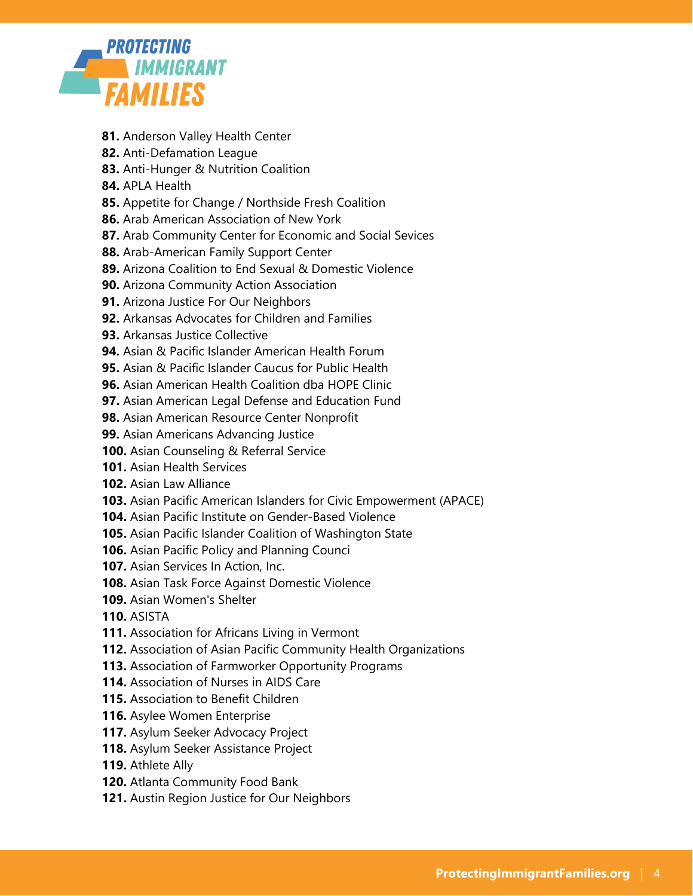**81.** Anderson Valley Health Center
**82.** Anti-Defamation League
**83.** Anti-Hunger & Nutrition Coalition
**84.** APLA Health
**85.** Appetite for Change / Northside Fresh Coalition
**86.** Arab American Association of New York
**87.** Arab Community Center for Economic and Social Sevices
**88.** Arab-American Family Support Center
**89.** Arizona Coalition to End Sexual & Domestic Violence
**90.** Arizona Community Action Association
**91.** Arizona Justice For Our Neighbors
**92.** Arkansas Advocates for Children and Families
**93.** Arkansas Justice Collective
**94.** Asian & Pacific Islander American Health Forum
**95.** Asian & Pacific Islander Caucus for Public Health
**96.** Asian American Health Coalition dba HOPE Clinic
**97.** Asian American Legal Defense and Education Fund
**98.** Asian American Resource Center Nonprofit
**99.** Asian Americans Advancing Justice
**100.** Asian Counseling & Referral Service
**101.** Asian Health Services
**102.** Asian Law Alliance
**103.** Asian Pacific American Islanders for Civic Empowerment (APACE)
**104.** Asian Pacific Institute on Gender-Based Violence
**105.** Asian Pacific Islander Coalition of Washington State
**106.** Asian Pacific Policy and Planning Counci
**107.** Asian Services In Action, Inc.
**108.** Asian Task Force Against Domestic Violence
**109.** Asian Women's Shelter
**110.** ASISTA
**111.** Association for Africans Living in Vermont
**112.** Association of Asian Pacific Community Health Organizations
**113.** Association of Farmworker Opportunity Programs
**114.** Association of Nurses in AIDS Care
**115.** Association to Benefit Children
**116.** Asylee Women Enterprise
**117.** Asylum Seeker Advocacy Project
**118.** Asylum Seeker Assistance Project
**119.** Athlete Ally
**120.** Atlanta Community Food Bank
**121.** Austin Region Justice for Our Neighbors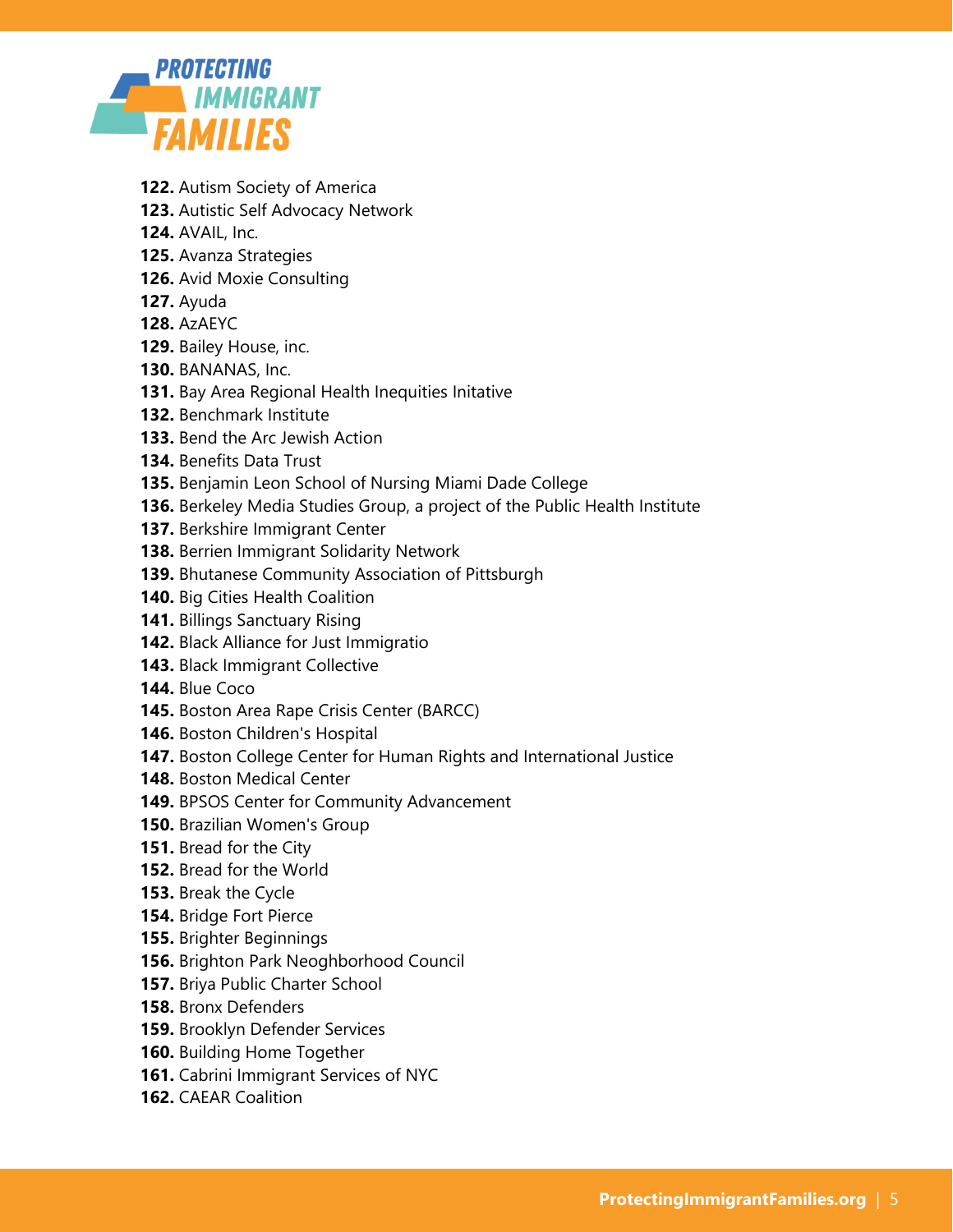**122.** Autism Society of America
**123.** Autistic Self Advocacy Network
**124.** AVAIL, Inc.
**125.** Avanza Strategies
**126.** Avid Moxie Consulting
**127.** Ayuda
**128.** AzAEYC
**129.** Bailey House, inc.
**130.** BANANAS, Inc.
**131.** Bay Area Regional Health Inequities Initative
**132.** Benchmark Institute
**133.** Bend the Arc Jewish Action
**134.** Benefits Data Trust
**135.** Benjamin Leon School of Nursing Miami Dade College
**136.** Berkeley Media Studies Group, a project of the Public Health Institute
**137.** Berkshire Immigrant Center
**138.** Berrien Immigrant Solidarity Network
**139.** Bhutanese Community Association of Pittsburgh
**140.** Big Cities Health Coalition
**141.** Billings Sanctuary Rising
**142.** Black Alliance for Just Immigratio
**143.** Black Immigrant Collective
**144.** Blue Coco
**145.** Boston Area Rape Crisis Center (BARCC)
**146.** Boston Children's Hospital
**147.** Boston College Center for Human Rights and International Justice
**148.** Boston Medical Center
**149.** BPSOS Center for Community Advancement
**150.** Brazilian Women's Group
**151.** Bread for the City
**152.** Bread for the World
**153.** Break the Cycle
**154.** Bridge Fort Pierce
**155.** Brighter Beginnings
**156.** Brighton Park Neoghborhood Council
**157.** Briya Public Charter School
**158.** Bronx Defenders
**159.** Brooklyn Defender Services
**160.** Building Home Together
**161.** Cabrini Immigrant Services of NYC
**162.** CAEAR Coalition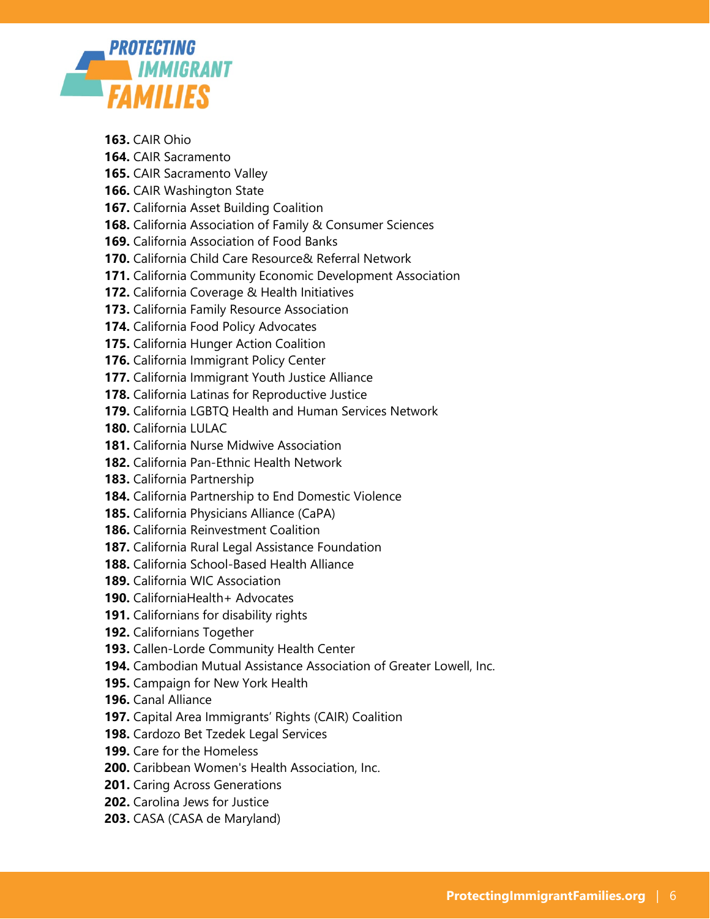**163.** CAIR Ohio
**164.** CAIR Sacramento
**165.** CAIR Sacramento Valley
**166.** CAIR Washington State
**167.** California Asset Building Coalition
**168.** California Association of Family & Consumer Sciences
**169.** California Association of Food Banks
**170.** California Child Care Resource& Referral Network
**171.** California Community Economic Development Association
**172.** California Coverage & Health Initiatives
**173.** California Family Resource Association
**174.** California Food Policy Advocates
**175.** California Hunger Action Coalition
**176.** California Immigrant Policy Center
**177.** California Immigrant Youth Justice Alliance
**178.** California Latinas for Reproductive Justice
**179.** California LGBTQ Health and Human Services Network
**180.** California LULAC
**181.** California Nurse Midwive Association
**182.** California Pan-Ethnic Health Network
**183.** California Partnership
**184.** California Partnership to End Domestic Violence
**185.** California Physicians Alliance (CaPA)
**186.** California Reinvestment Coalition
**187.** California Rural Legal Assistance Foundation
**188.** California School-Based Health Alliance
**189.** California WIC Association
**190.** CaliforniaHealth+ Advocates
**191.** Californians for disability rights
**192.** Californians Together
**193.** Callen-Lorde Community Health Center
**194.** Cambodian Mutual Assistance Association of Greater Lowell, Inc.
**195.** Campaign for New York Health
**196.** Canal Alliance
**197.** Capital Area Immigrants' Rights (CAIR) Coalition
**198.** Cardozo Bet Tzedek Legal Services
**199.** Care for the Homeless
**200.** Caribbean Women's Health Association, Inc.
**201.** Caring Across Generations
**202.** Carolina Jews for Justice
**203.** CASA (CASA de Maryland)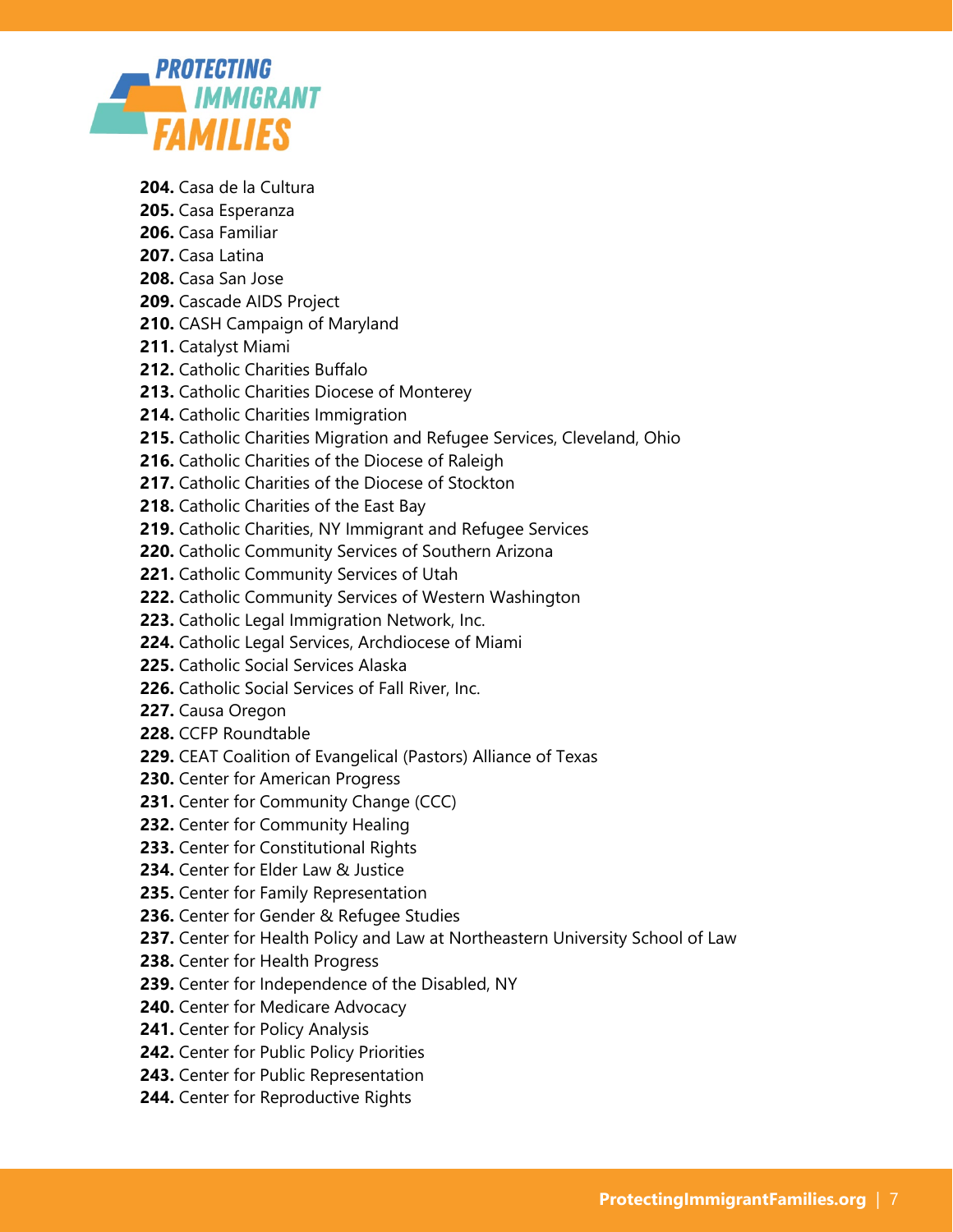**204.** Casa de la Cultura
**205.** Casa Esperanza
**206.** Casa Familiar
**207.** Casa Latina
**208.** Casa San Jose
**209.** Cascade AIDS Project
**210.** CASH Campaign of Maryland
**211.** Catalyst Miami
**212.** Catholic Charities Buffalo
**213.** Catholic Charities Diocese of Monterey
**214.** Catholic Charities Immigration
**215.** Catholic Charities Migration and Refugee Services, Cleveland, Ohio
**216.** Catholic Charities of the Diocese of Raleigh
**217.** Catholic Charities of the Diocese of Stockton
**218.** Catholic Charities of the East Bay
**219.** Catholic Charities, NY Immigrant and Refugee Services
**220.** Catholic Community Services of Southern Arizona
**221.** Catholic Community Services of Utah
**222.** Catholic Community Services of Western Washington
**223.** Catholic Legal Immigration Network, Inc.
**224.** Catholic Legal Services, Archdiocese of Miami
**225.** Catholic Social Services Alaska
**226.** Catholic Social Services of Fall River, Inc.
**227.** Causa Oregon
**228.** CCFP Roundtable
**229.** CEAT Coalition of Evangelical (Pastors) Alliance of Texas
**230.** Center for American Progress
**231.** Center for Community Change (CCC)
**232.** Center for Community Healing
**233.** Center for Constitutional Rights
**234.** Center for Elder Law & Justice
**235.** Center for Family Representation
**236.** Center for Gender & Refugee Studies
**237.** Center for Health Policy and Law at Northeastern University School of Law
**238.** Center for Health Progress
**239.** Center for Independence of the Disabled, NY
**240.** Center for Medicare Advocacy
**241.** Center for Policy Analysis
**242.** Center for Public Policy Priorities
**243.** Center for Public Representation
**244.** Center for Reproductive Rights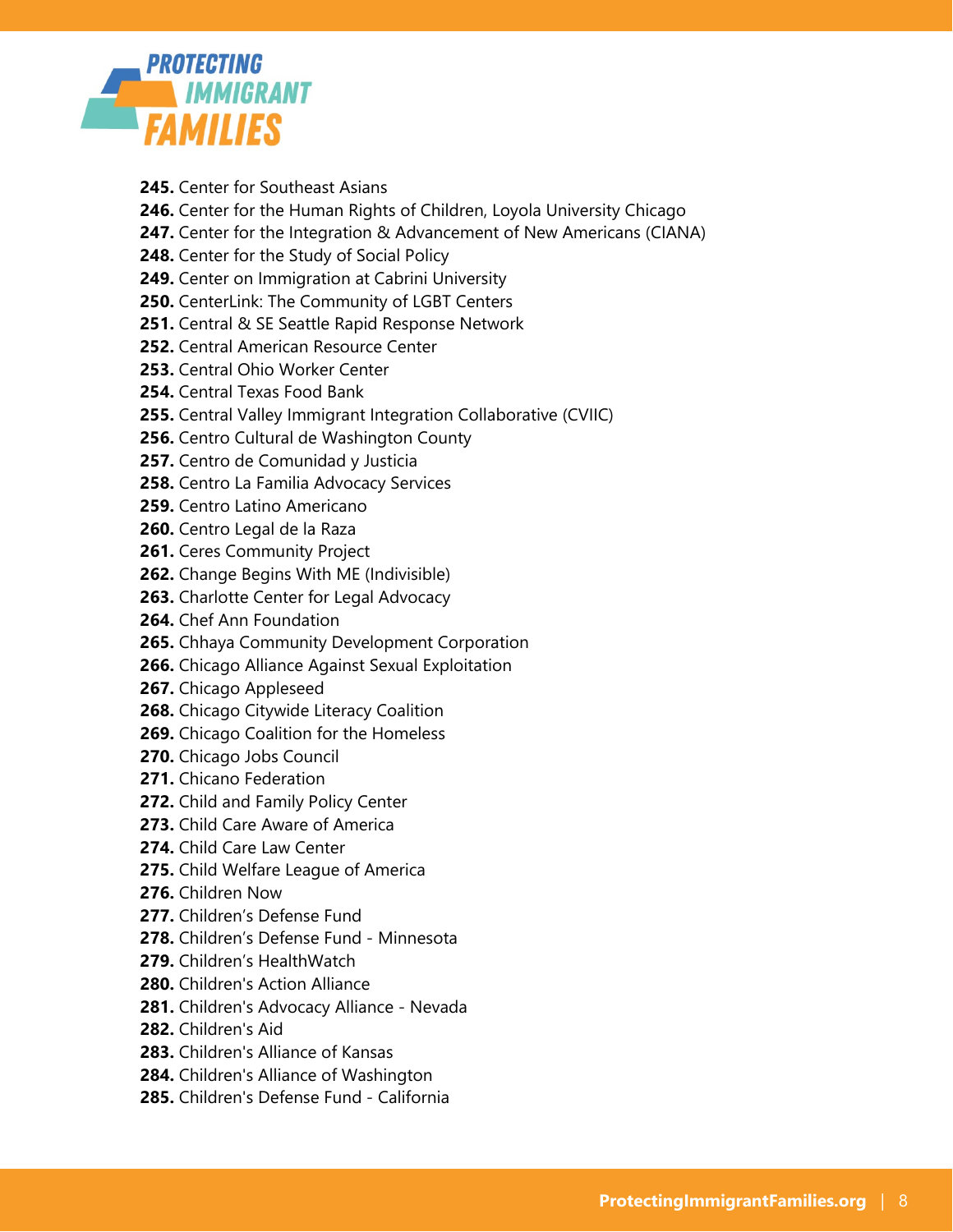**245.** Center for Southeast Asians
**246.** Center for the Human Rights of Children, Loyola University Chicago
**247.** Center for the Integration & Advancement of New Americans (CIANA)
**248.** Center for the Study of Social Policy
**249.** Center on Immigration at Cabrini University
**250.** CenterLink: The Community of LGBT Centers
**251.** Central & SE Seattle Rapid Response Network
**252.** Central American Resource Center
**253.** Central Ohio Worker Center
**254.** Central Texas Food Bank
**255.** Central Valley Immigrant Integration Collaborative (CVIIC)
**256.** Centro Cultural de Washington County
**257.** Centro de Comunidad y Justicia
**258.** Centro La Familia Advocacy Services
**259.** Centro Latino Americano
**260.** Centro Legal de la Raza
**261.** Ceres Community Project
**262.** Change Begins With ME (Indivisible)
**263.** Charlotte Center for Legal Advocacy
**264.** Chef Ann Foundation
**265.** Chhaya Community Development Corporation
**266.** Chicago Alliance Against Sexual Exploitation
**267.** Chicago Appleseed
**268.** Chicago Citywide Literacy Coalition
**269.** Chicago Coalition for the Homeless
**270.** Chicago Jobs Council
**271.** Chicano Federation
**272.** Child and Family Policy Center
**273.** Child Care Aware of America
**274.** Child Care Law Center
**275.** Child Welfare League of America
**276.** Children Now
**277.** Children's Defense Fund
**278.** Children's Defense Fund - Minnesota
**279.** Children's HealthWatch
**280.** Children's Action Alliance
**281.** Children's Advocacy Alliance - Nevada
**282.** Children's Aid
**283.** Children's Alliance of Kansas
**284.** Children's Alliance of Washington
**285.** Children's Defense Fund - California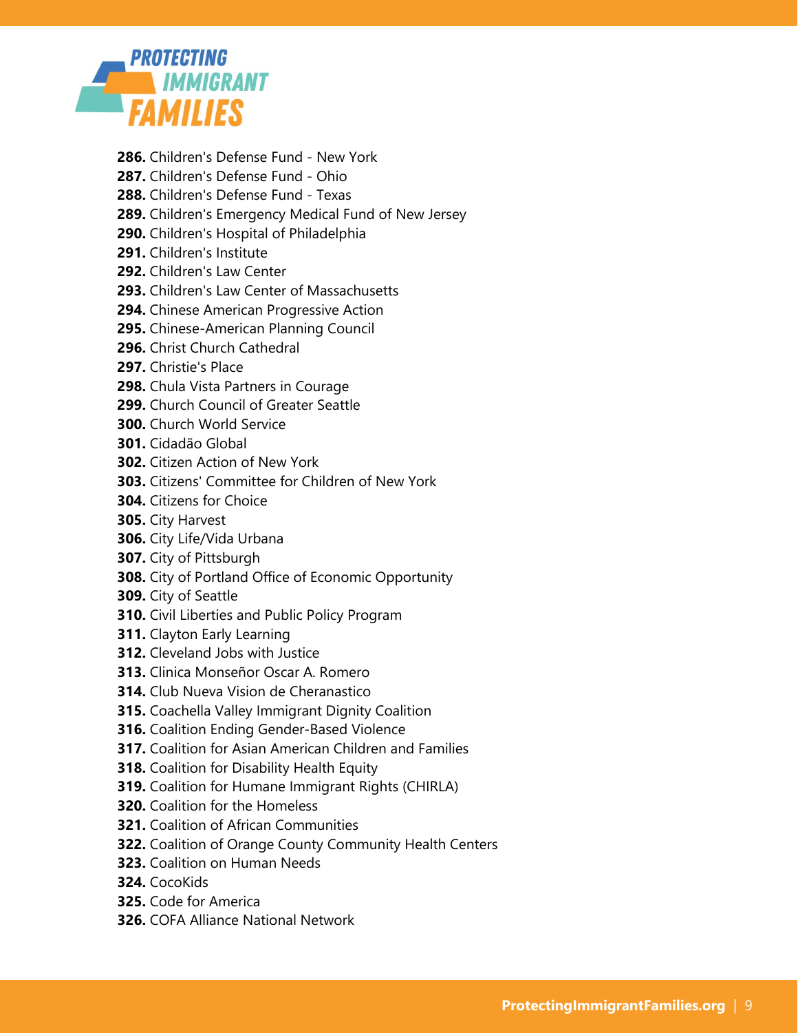**286.** Children's Defense Fund - New York
**287.** Children's Defense Fund - Ohio
**288.** Children's Defense Fund - Texas
**289.** Children's Emergency Medical Fund of New Jersey
**290.** Children's Hospital of Philadelphia
**291.** Children's Institute
**292.** Children's Law Center
**293.** Children's Law Center of Massachusetts
**294.** Chinese American Progressive Action
**295.** Chinese-American Planning Council
**296.** Christ Church Cathedral
**297.** Christie's Place
**298.** Chula Vista Partners in Courage
**299.** Church Council of Greater Seattle
**300.** Church World Service
**301.** Cidadão Global
**302.** Citizen Action of New York
**303.** Citizens' Committee for Children of New York
**304.** Citizens for Choice
**305.** City Harvest
**306.** City Life/Vida Urbana
**307.** City of Pittsburgh
**308.** City of Portland Office of Economic Opportunity
**309.** City of Seattle
**310.** Civil Liberties and Public Policy Program
**311.** Clayton Early Learning
**312.** Cleveland Jobs with Justice
**313.** Clinica Monseñor Oscar A. Romero
**314.** Club Nueva Vision de Cheranastico
**315.** Coachella Valley Immigrant Dignity Coalition
**316.** Coalition Ending Gender-Based Violence
**317.** Coalition for Asian American Children and Families
**318.** Coalition for Disability Health Equity
**319.** Coalition for Humane Immigrant Rights (CHIRLA)
**320.** Coalition for the Homeless
**321.** Coalition of African Communities
**322.** Coalition of Orange County Community Health Centers
**323.** Coalition on Human Needs
**324.** CocoKids
**325.** Code for America
**326.** COFA Alliance National Network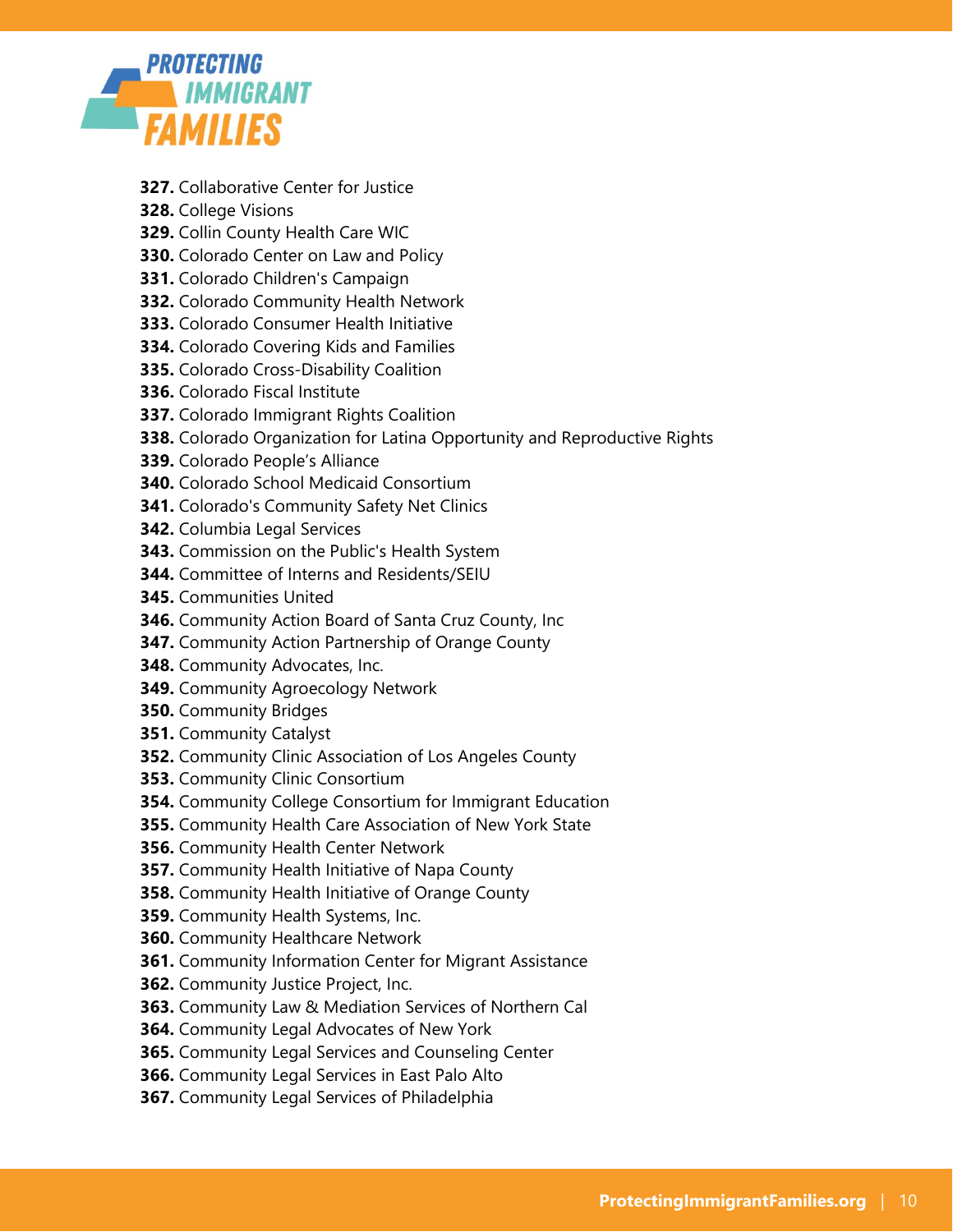**327.** Collaborative Center for Justice
**328.** College Visions
**329.** Collin County Health Care WIC
**330.** Colorado Center on Law and Policy
**331.** Colorado Children's Campaign
**332.** Colorado Community Health Network
**333.** Colorado Consumer Health Initiative
**334.** Colorado Covering Kids and Families
**335.** Colorado Cross-Disability Coalition
**336.** Colorado Fiscal Institute
**337.** Colorado Immigrant Rights Coalition
**338.** Colorado Organization for Latina Opportunity and Reproductive Rights
**339.** Colorado People's Alliance
**340.** Colorado School Medicaid Consortium
**341.** Colorado's Community Safety Net Clinics
**342.** Columbia Legal Services
**343.** Commission on the Public's Health System
**344.** Committee of Interns and Residents/SEIU
**345.** Communities United
**346.** Community Action Board of Santa Cruz County, Inc
**347.** Community Action Partnership of Orange County
**348.** Community Advocates, Inc.
**349.** Community Agroecology Network
**350.** Community Bridges
**351.** Community Catalyst
**352.** Community Clinic Association of Los Angeles County
**353.** Community Clinic Consortium
**354.** Community College Consortium for Immigrant Education
**355.** Community Health Care Association of New York State
**356.** Community Health Center Network
**357.** Community Health Initiative of Napa County
**358.** Community Health Initiative of Orange County
**359.** Community Health Systems, Inc.
**360.** Community Healthcare Network
**361.** Community Information Center for Migrant Assistance
**362.** Community Justice Project, Inc.
**363.** Community Law & Mediation Services of Northern Cal
**364.** Community Legal Advocates of New York
**365.** Community Legal Services and Counseling Center
**366.** Community Legal Services in East Palo Alto
**367.** Community Legal Services of Philadelphia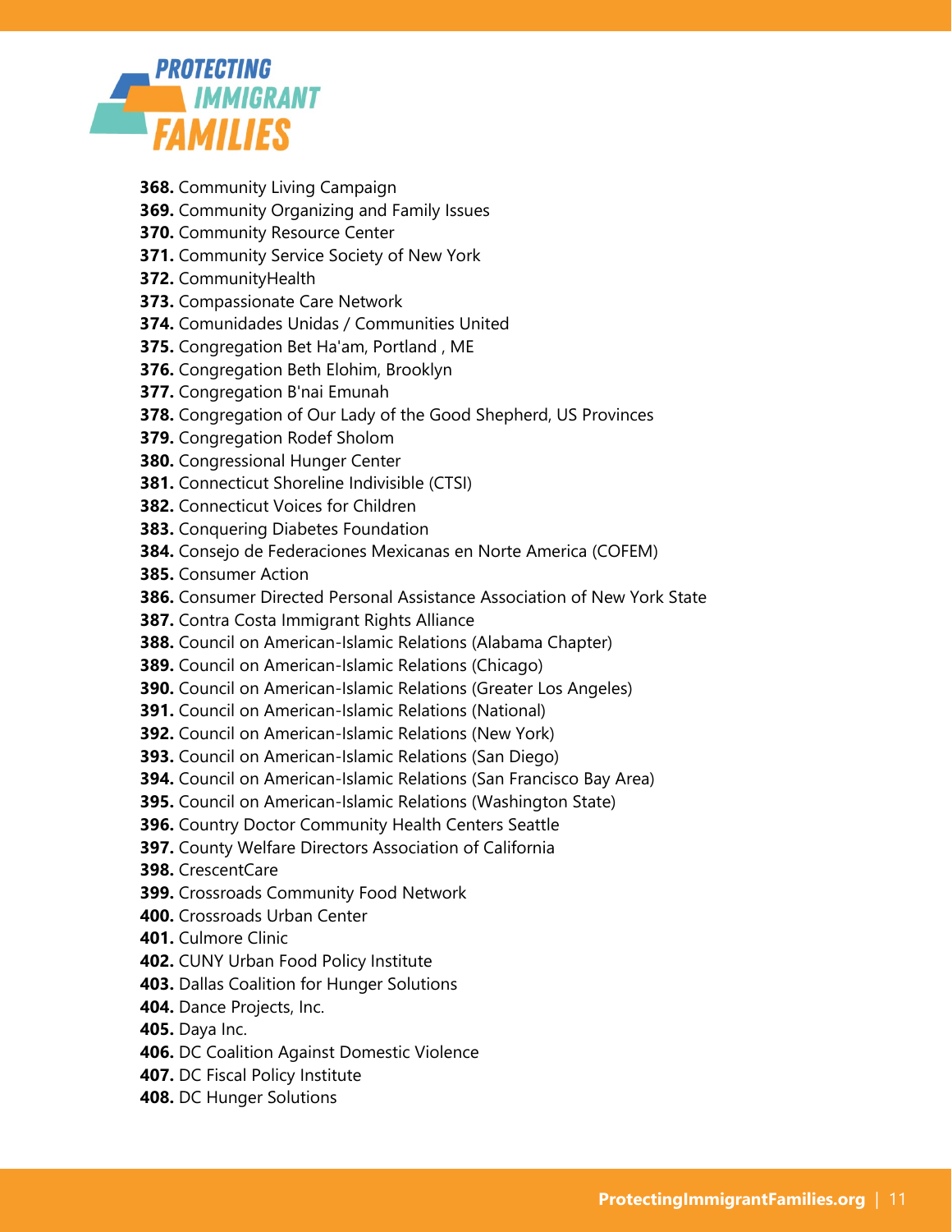**368.** Community Living Campaign
**369.** Community Organizing and Family Issues
**370.** Community Resource Center
**371.** Community Service Society of New York
**372.** CommunityHealth
**373.** Compassionate Care Network
**374.** Comunidades Unidas / Communities United
**375.** Congregation Bet Ha'am, Portland , ME
**376.** Congregation Beth Elohim, Brooklyn
**377.** Congregation B'nai Emunah
**378.** Congregation of Our Lady of the Good Shepherd, US Provinces
**379.** Congregation Rodef Sholom
**380.** Congressional Hunger Center
**381.** Connecticut Shoreline Indivisible (CTSI)
**382.** Connecticut Voices for Children
**383.** Conquering Diabetes Foundation
**384.** Consejo de Federaciones Mexicanas en Norte America (COFEM)
**385.** Consumer Action
**386.** Consumer Directed Personal Assistance Association of New York State
**387.** Contra Costa Immigrant Rights Alliance
**388.** Council on American-Islamic Relations (Alabama Chapter)
**389.** Council on American-Islamic Relations (Chicago)
**390.** Council on American-Islamic Relations (Greater Los Angeles)
**391.** Council on American-Islamic Relations (National)
**392.** Council on American-Islamic Relations (New York)
**393.** Council on American-Islamic Relations (San Diego)
**394.** Council on American-Islamic Relations (San Francisco Bay Area)
**395.** Council on American-Islamic Relations (Washington State)
**396.** Country Doctor Community Health Centers Seattle
**397.** County Welfare Directors Association of California
**398.** CrescentCare
**399.** Crossroads Community Food Network
**400.** Crossroads Urban Center
**401.** Culmore Clinic
**402.** CUNY Urban Food Policy Institute
**403.** Dallas Coalition for Hunger Solutions
**404.** Dance Projects, Inc.
**405.** Daya Inc.
**406.** DC Coalition Against Domestic Violence
**407.** DC Fiscal Policy Institute
**408.** DC Hunger Solutions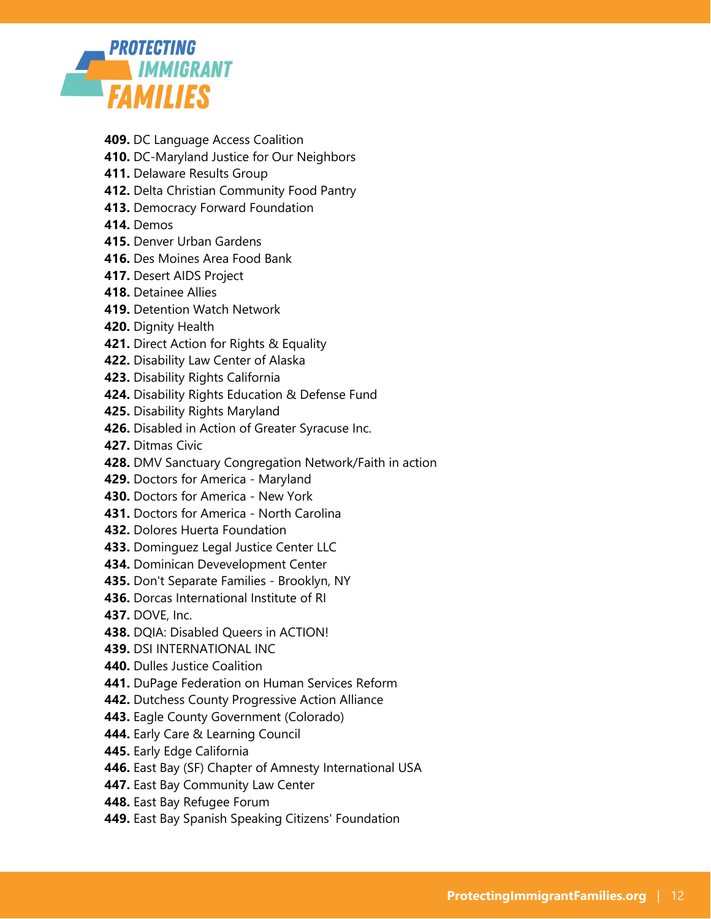409. DC Language Access Coalition
410. DC-Maryland Justice for Our Neighbors
411. Delaware Results Group
412. Delta Christian Community Food Pantry
413. Democracy Forward Foundation
414. Demos
415. Denver Urban Gardens
416. Des Moines Area Food Bank
417. Desert AIDS Project
418. Detainee Allies
419. Detention Watch Network
420. Dignity Health
421. Direct Action for Rights & Equality
422. Disability Law Center of Alaska
423. Disability Rights California
424. Disability Rights Education & Defense Fund
425. Disability Rights Maryland
426. Disabled in Action of Greater Syracuse Inc.
427. Ditmas Civic
428. DMV Sanctuary Congregation Network/Faith in action
429. Doctors for America - Maryland
430. Doctors for America - New York
431. Doctors for America - North Carolina
432. Dolores Huerta Foundation
433. Dominguez Legal Justice Center LLC
434. Dominican Devevelopment Center
435. Don't Separate Families - Brooklyn, NY
436. Dorcas International Institute of RI
437. DOVE, Inc.
438. DQIA: Disabled Queers in ACTION!
439. DSI INTERNATIONAL INC
440. Dulles Justice Coalition
441. DuPage Federation on Human Services Reform
442. Dutchess County Progressive Action Alliance
443. Eagle County Government (Colorado)
444. Early Care & Learning Council
445. Early Edge California
446. East Bay (SF) Chapter of Amnesty International USA
447. East Bay Community Law Center
448. East Bay Refugee Forum
449. East Bay Spanish Speaking Citizens' Foundation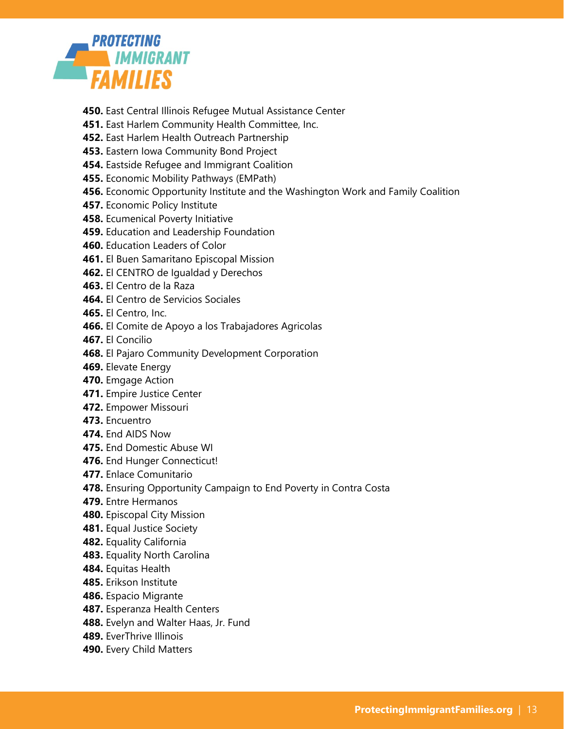**450.** East Central Illinois Refugee Mutual Assistance Center
**451.** East Harlem Community Health Committee, Inc.
**452.** East Harlem Health Outreach Partnership
**453.** Eastern Iowa Community Bond Project
**454.** Eastside Refugee and Immigrant Coalition
**455.** Economic Mobility Pathways (EMPath)
**456.** Economic Opportunity Institute and the Washington Work and Family Coalition
**457.** Economic Policy Institute
**458.** Ecumenical Poverty Initiative
**459.** Education and Leadership Foundation
**460.** Education Leaders of Color
**461.** El Buen Samaritano Episcopal Mission
**462.** El CENTRO de Igualdad y Derechos
**463.** El Centro de la Raza
**464.** El Centro de Servicios Sociales
**465.** El Centro, Inc.
**466.** El Comite de Apoyo a los Trabajadores Agricolas
**467.** El Concilio
**468.** El Pajaro Community Development Corporation
**469.** Elevate Energy
**470.** Emgage Action
**471.** Empire Justice Center
**472.** Empower Missouri
**473.** Encuentro
**474.** End AIDS Now
**475.** End Domestic Abuse WI
**476.** End Hunger Connecticut!
**477.** Enlace Comunitario
**478.** Ensuring Opportunity Campaign to End Poverty in Contra Costa
**479.** Entre Hermanos
**480.** Episcopal City Mission
**481.** Equal Justice Society
**482.** Equality California
**483.** Equality North Carolina
**484.** Equitas Health
**485.** Erikson Institute
**486.** Espacio Migrante
**487.** Esperanza Health Centers
**488.** Evelyn and Walter Haas, Jr. Fund
**489.** EverThrive Illinois
**490.** Every Child Matters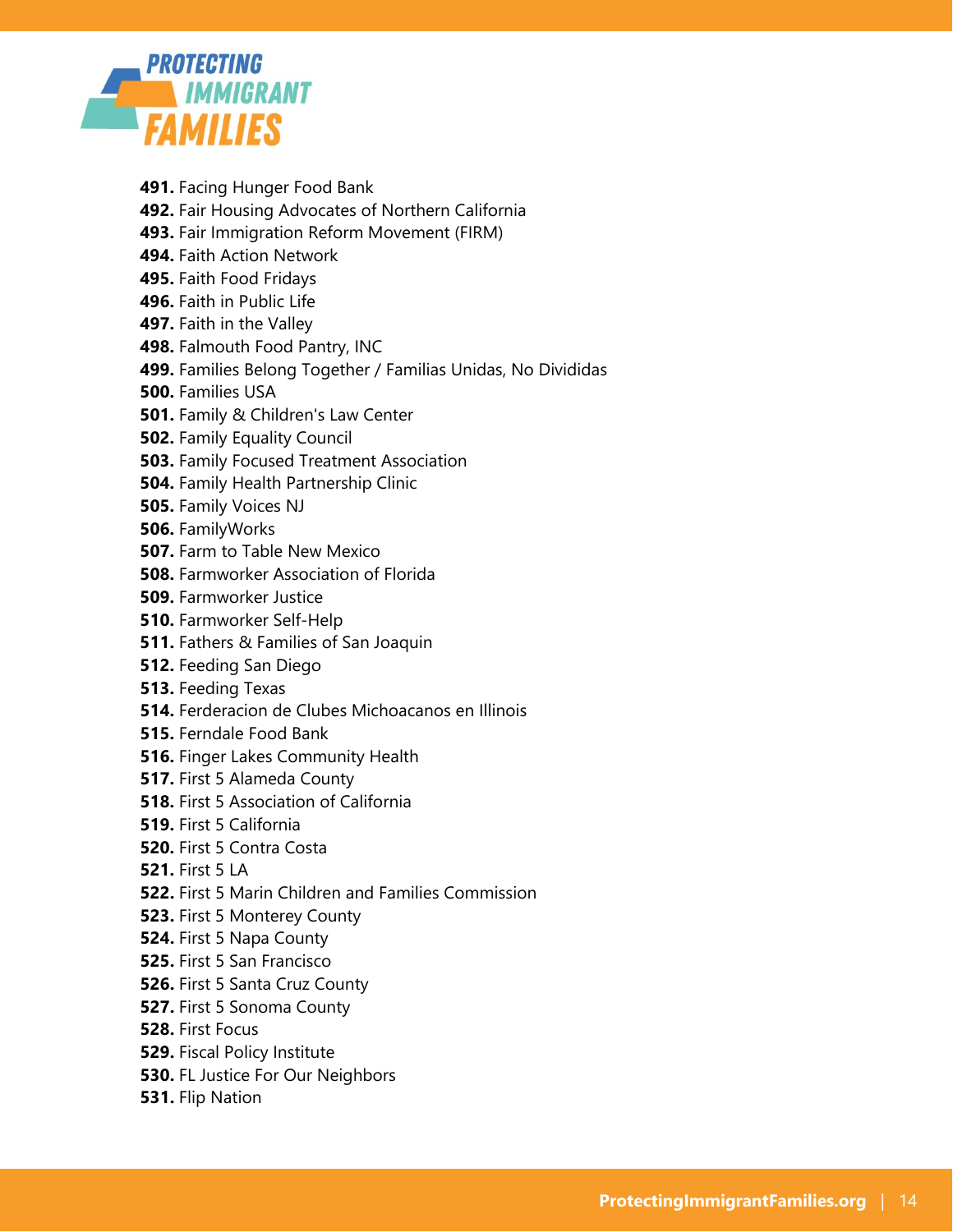**491.** Facing Hunger Food Bank
**492.** Fair Housing Advocates of Northern California
**493.** Fair Immigration Reform Movement (FIRM)
**494.** Faith Action Network
**495.** Faith Food Fridays
**496.** Faith in Public Life
**497.** Faith in the Valley
**498.** Falmouth Food Pantry, INC
**499.** Families Belong Together / Familias Unidas, No Divididas
**500.** Families USA
**501.** Family & Children's Law Center
**502.** Family Equality Council
**503.** Family Focused Treatment Association
**504.** Family Health Partnership Clinic
**505.** Family Voices NJ
**506.** FamilyWorks
**507.** Farm to Table New Mexico
**508.** Farmworker Association of Florida
**509.** Farmworker Justice
**510.** Farmworker Self-Help
**511.** Fathers & Families of San Joaquin
**512.** Feeding San Diego
**513.** Feeding Texas
**514.** Ferderacion de Clubes Michoacanos en Illinois
**515.** Ferndale Food Bank
**516.** Finger Lakes Community Health
**517.** First 5 Alameda County
**518.** First 5 Association of California
**519.** First 5 California
**520.** First 5 Contra Costa
**521.** First 5 LA
**522.** First 5 Marin Children and Families Commission
**523.** First 5 Monterey County
**524.** First 5 Napa County
**525.** First 5 San Francisco
**526.** First 5 Santa Cruz County
**527.** First 5 Sonoma County
**528.** First Focus
**529.** Fiscal Policy Institute
**530.** FL Justice For Our Neighbors
**531.** Flip Nation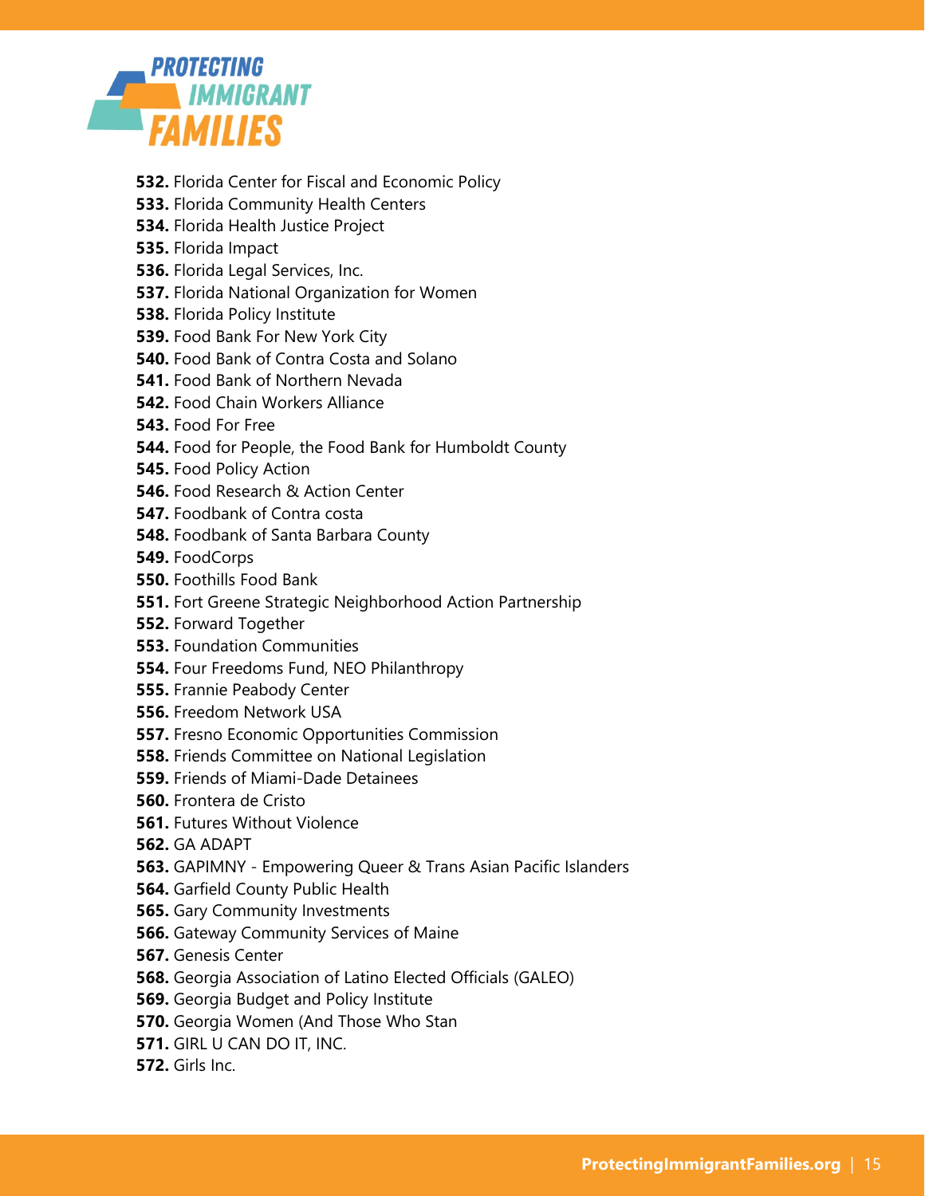**532.** Florida Center for Fiscal and Economic Policy
**533.** Florida Community Health Centers
**534.** Florida Health Justice Project
**535.** Florida Impact
**536.** Florida Legal Services, Inc.
**537.** Florida National Organization for Women
**538.** Florida Policy Institute
**539.** Food Bank For New York City
**540.** Food Bank of Contra Costa and Solano
**541.** Food Bank of Northern Nevada
**542.** Food Chain Workers Alliance
**543.** Food For Free
**544.** Food for People, the Food Bank for Humboldt County
**545.** Food Policy Action
**546.** Food Research & Action Center
**547.** Foodbank of Contra costa
**548.** Foodbank of Santa Barbara County
**549.** FoodCorps
**550.** Foothills Food Bank
**551.** Fort Greene Strategic Neighborhood Action Partnership
**552.** Forward Together
**553.** Foundation Communities
**554.** Four Freedoms Fund, NEO Philanthropy
**555.** Frannie Peabody Center
**556.** Freedom Network USA
**557.** Fresno Economic Opportunities Commission
**558.** Friends Committee on National Legislation
**559.** Friends of Miami-Dade Detainees
**560.** Frontera de Cristo
**561.** Futures Without Violence
**562.** GA ADAPT
**563.** GAPIMNY - Empowering Queer & Trans Asian Pacific Islanders
**564.** Garfield County Public Health
**565.** Gary Community Investments
**566.** Gateway Community Services of Maine
**567.** Genesis Center
**568.** Georgia Association of Latino Elected Officials (GALEO)
**569.** Georgia Budget and Policy Institute
**570.** Georgia Women (And Those Who Stan
**571.** GIRL U CAN DO IT, INC.
**572.** Girls Inc.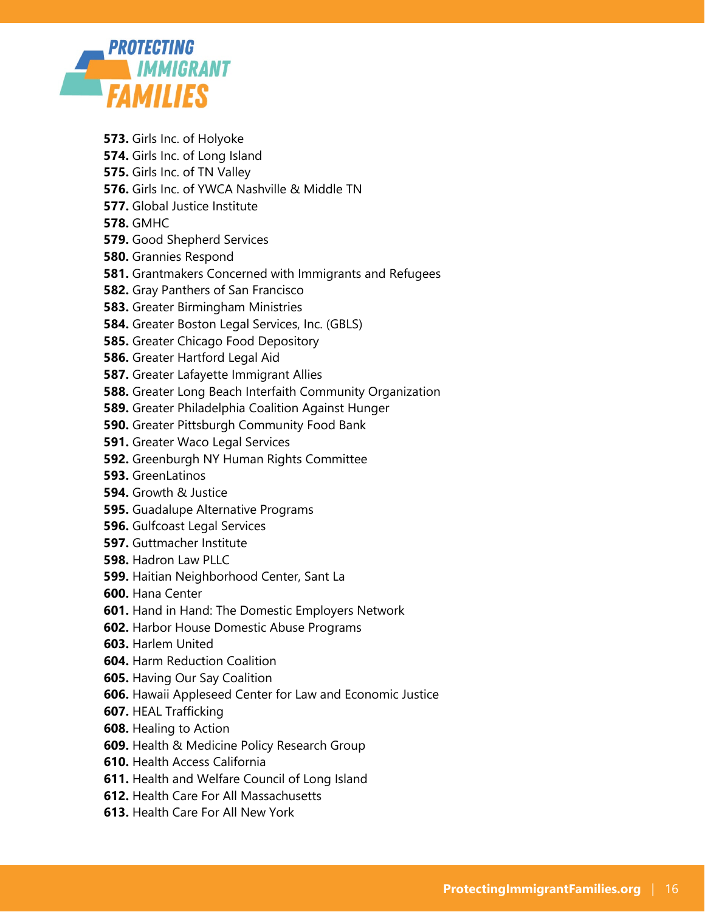**573.** Girls Inc. of Holyoke
**574.** Girls Inc. of Long Island
**575.** Girls Inc. of TN Valley
**576.** Girls Inc. of YWCA Nashville & Middle TN
**577.** Global Justice Institute
**578.** GMHC
**579.** Good Shepherd Services
**580.** Grannies Respond
**581.** Grantmakers Concerned with Immigrants and Refugees
**582.** Gray Panthers of San Francisco
**583.** Greater Birmingham Ministries
**584.** Greater Boston Legal Services, Inc. (GBLS)
**585.** Greater Chicago Food Depository
**586.** Greater Hartford Legal Aid
**587.** Greater Lafayette Immigrant Allies
**588.** Greater Long Beach Interfaith Community Organization
**589.** Greater Philadelphia Coalition Against Hunger
**590.** Greater Pittsburgh Community Food Bank
**591.** Greater Waco Legal Services
**592.** Greenburgh NY Human Rights Committee
**593.** GreenLatinos
**594.** Growth & Justice
**595.** Guadalupe Alternative Programs
**596.** Gulfcoast Legal Services
**597.** Guttmacher Institute
**598.** Hadron Law PLLC
**599.** Haitian Neighborhood Center, Sant La
**600.** Hana Center
**601.** Hand in Hand: The Domestic Employers Network
**602.** Harbor House Domestic Abuse Programs
**603.** Harlem United
**604.** Harm Reduction Coalition
**605.** Having Our Say Coalition
**606.** Hawaii Appleseed Center for Law and Economic Justice
**607.** HEAL Trafficking
**608.** Healing to Action
**609.** Health & Medicine Policy Research Group
**610.** Health Access California
**611.** Health and Welfare Council of Long Island
**612.** Health Care For All Massachusetts
**613.** Health Care For All New York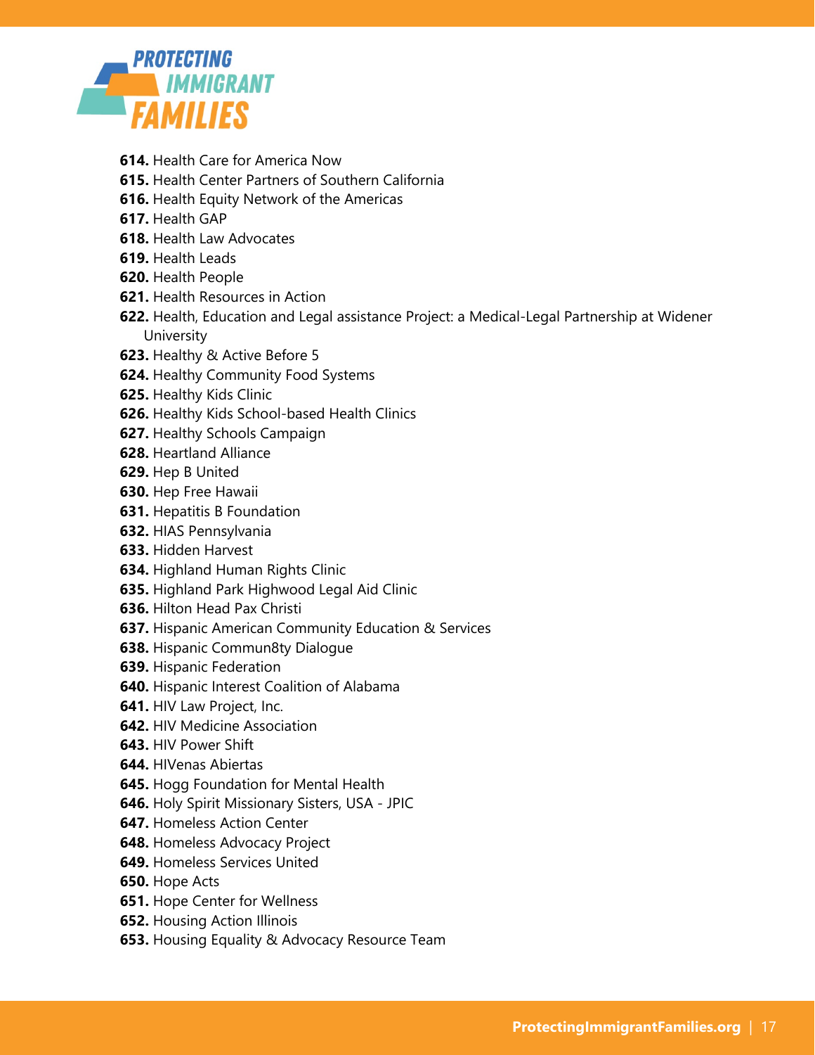**614.** Health Care for America Now
**615.** Health Center Partners of Southern California
**616.** Health Equity Network of the Americas
**617.** Health GAP
**618.** Health Law Advocates
**619.** Health Leads
**620.** Health People
**621.** Health Resources in Action
**622.** Health, Education and Legal assistance Project: a Medical-Legal Partnership at Widener University
**623.** Healthy & Active Before 5
**624.** Healthy Community Food Systems
**625.** Healthy Kids Clinic
**626.** Healthy Kids School-based Health Clinics
**627.** Healthy Schools Campaign
**628.** Heartland Alliance
**629.** Hep B United
**630.** Hep Free Hawaii
**631.** Hepatitis B Foundation
**632.** HIAS Pennsylvania
**633.** Hidden Harvest
**634.** Highland Human Rights Clinic
**635.** Highland Park Highwood Legal Aid Clinic
**636.** Hilton Head Pax Christi
**637.** Hispanic American Community Education & Services
**638.** Hispanic Commun8ty Dialogue
**639.** Hispanic Federation
**640.** Hispanic Interest Coalition of Alabama
**641.** HIV Law Project, Inc.
**642.** HIV Medicine Association
**643.** HIV Power Shift
**644.** HIVenas Abiertas
**645.** Hogg Foundation for Mental Health
**646.** Holy Spirit Missionary Sisters, USA - JPIC
**647.** Homeless Action Center
**648.** Homeless Advocacy Project
**649.** Homeless Services United
**650.** Hope Acts
**651.** Hope Center for Wellness
**652.** Housing Action Illinois
**653.** Housing Equality & Advocacy Resource Team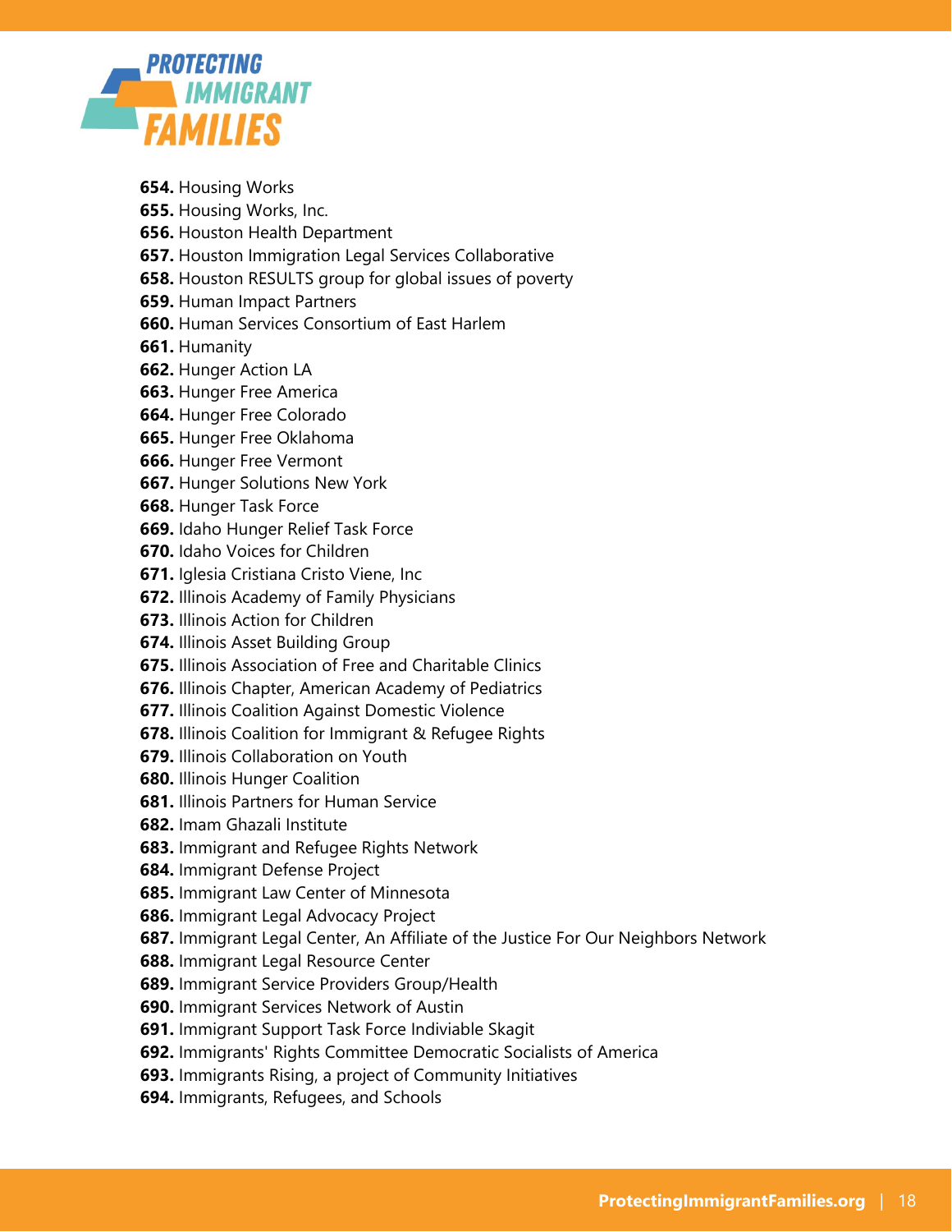**654.** Housing Works
**655.** Housing Works, Inc.
**656.** Houston Health Department
**657.** Houston Immigration Legal Services Collaborative
**658.** Houston RESULTS group for global issues of poverty
**659.** Human Impact Partners
**660.** Human Services Consortium of East Harlem
**661.** Humanity
**662.** Hunger Action LA
**663.** Hunger Free America
**664.** Hunger Free Colorado
**665.** Hunger Free Oklahoma
**666.** Hunger Free Vermont
**667.** Hunger Solutions New York
**668.** Hunger Task Force
**669.** Idaho Hunger Relief Task Force
**670.** Idaho Voices for Children
**671.** Iglesia Cristiana Cristo Viene, Inc
**672.** Illinois Academy of Family Physicians
**673.** Illinois Action for Children
**674.** Illinois Asset Building Group
**675.** Illinois Association of Free and Charitable Clinics
**676.** Illinois Chapter, American Academy of Pediatrics
**677.** Illinois Coalition Against Domestic Violence
**678.** Illinois Coalition for Immigrant & Refugee Rights
**679.** Illinois Collaboration on Youth
**680.** Illinois Hunger Coalition
**681.** Illinois Partners for Human Service
**682.** Imam Ghazali Institute
**683.** Immigrant and Refugee Rights Network
**684.** Immigrant Defense Project
**685.** Immigrant Law Center of Minnesota
**686.** Immigrant Legal Advocacy Project
**687.** Immigrant Legal Center, An Affiliate of the Justice For Our Neighbors Network
**688.** Immigrant Legal Resource Center
**689.** Immigrant Service Providers Group/Health
**690.** Immigrant Services Network of Austin
**691.** Immigrant Support Task Force Indiviable Skagit
**692.** Immigrants' Rights Committee Democratic Socialists of America
**693.** Immigrants Rising, a project of Community Initiatives
**694.** Immigrants, Refugees, and Schools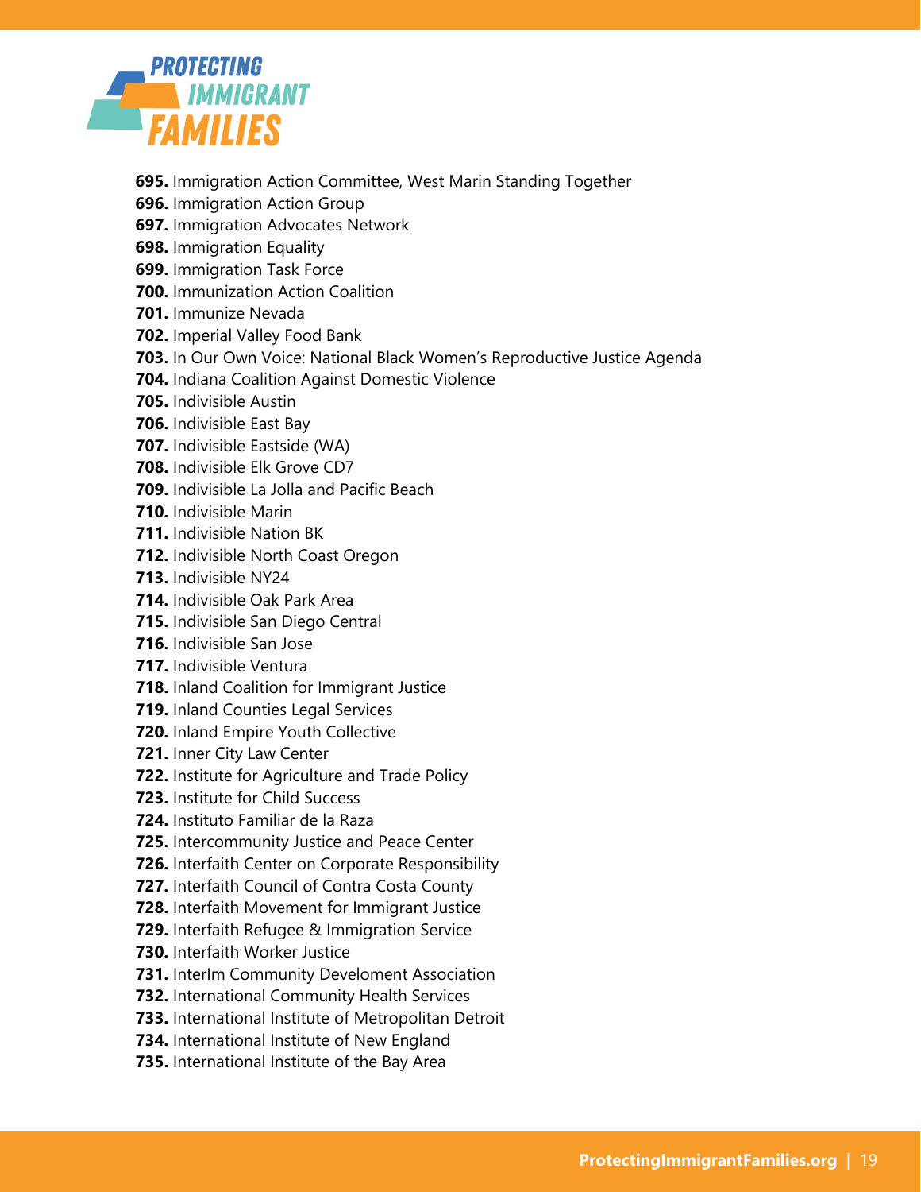**695.** Immigration Action Committee, West Marin Standing Together
**696.** Immigration Action Group
**697.** Immigration Advocates Network
**698.** Immigration Equality
**699.** Immigration Task Force
**700.** Immunization Action Coalition
**701.** Immunize Nevada
**702.** Imperial Valley Food Bank
**703.** In Our Own Voice: National Black Women's Reproductive Justice Agenda
**704.** Indiana Coalition Against Domestic Violence
**705.** Indivisible Austin
**706.** Indivisible East Bay
**707.** Indivisible Eastside (WA)
**708.** Indivisible Elk Grove CD7
**709.** Indivisible La Jolla and Pacific Beach
**710.** Indivisible Marin
**711.** Indivisible Nation BK
**712.** Indivisible North Coast Oregon
**713.** Indivisible NY24
**714.** Indivisible Oak Park Area
**715.** Indivisible San Diego Central
**716.** Indivisible San Jose
**717.** Indivisible Ventura
**718.** Inland Coalition for Immigrant Justice
**719.** Inland Counties Legal Services
**720.** Inland Empire Youth Collective
**721.** Inner City Law Center
**722.** Institute for Agriculture and Trade Policy
**723.** Institute for Child Success
**724.** Instituto Familiar de la Raza
**725.** Intercommunity Justice and Peace Center
**726.** Interfaith Center on Corporate Responsibility
**727.** Interfaith Council of Contra Costa County
**728.** Interfaith Movement for Immigrant Justice
**729.** Interfaith Refugee & Immigration Service
**730.** Interfaith Worker Justice
**731.** InterIm Community Develoment Association
**732.** International Community Health Services
**733.** International Institute of Metropolitan Detroit
**734.** International Institute of New England
**735.** International Institute of the Bay Area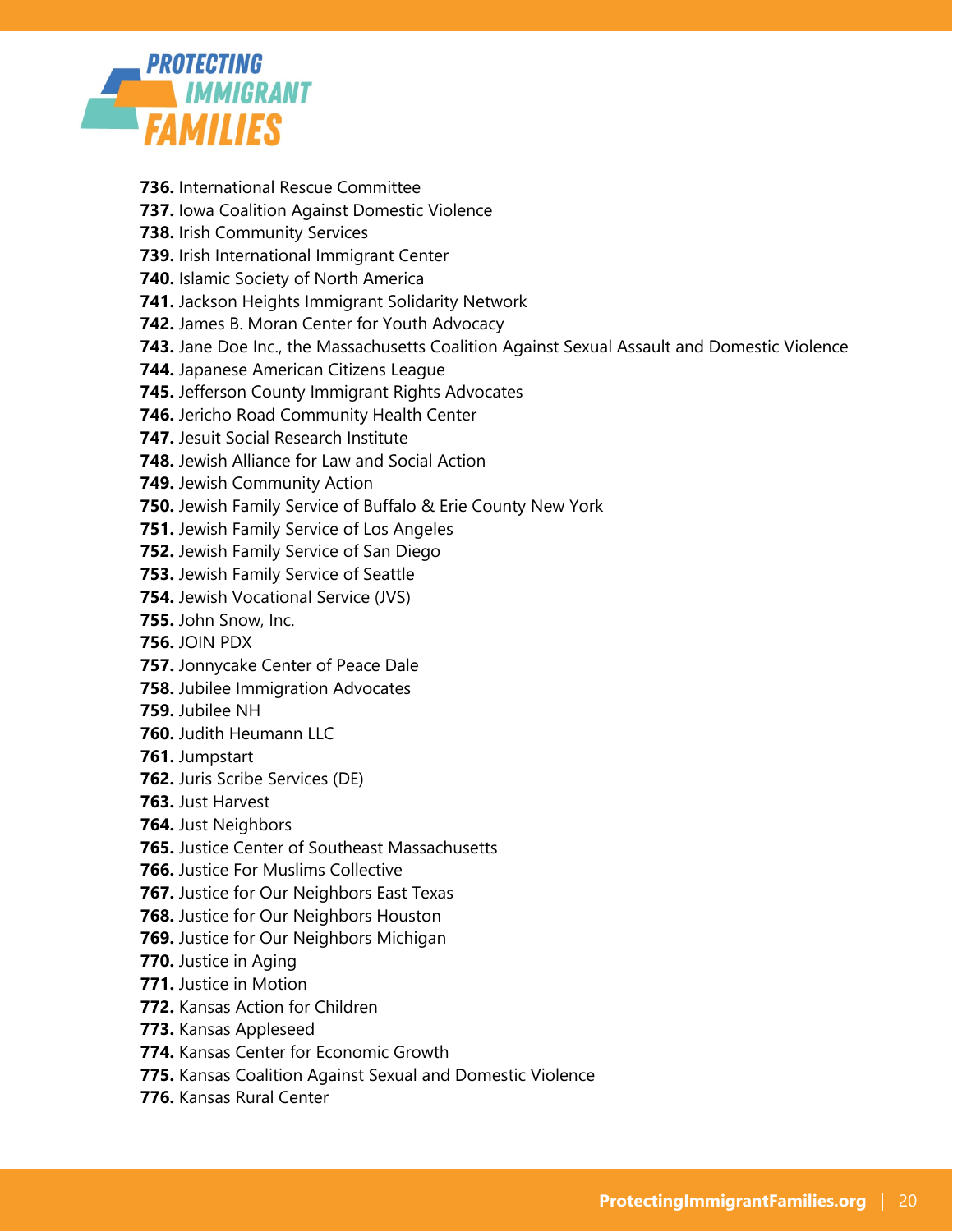**736.** International Rescue Committee
**737.** Iowa Coalition Against Domestic Violence
**738.** Irish Community Services
**739.** Irish International Immigrant Center
**740.** Islamic Society of North America
**741.** Jackson Heights Immigrant Solidarity Network
**742.** James B. Moran Center for Youth Advocacy
**743.** Jane Doe Inc., the Massachusetts Coalition Against Sexual Assault and Domestic Violence
**744.** Japanese American Citizens League
**745.** Jefferson County Immigrant Rights Advocates
**746.** Jericho Road Community Health Center
**747.** Jesuit Social Research Institute
**748.** Jewish Alliance for Law and Social Action
**749.** Jewish Community Action
**750.** Jewish Family Service of Buffalo & Erie County New York
**751.** Jewish Family Service of Los Angeles
**752.** Jewish Family Service of San Diego
**753.** Jewish Family Service of Seattle
**754.** Jewish Vocational Service (JVS)
**755.** John Snow, Inc.
**756.** JOIN PDX
**757.** Jonnycake Center of Peace Dale
**758.** Jubilee Immigration Advocates
**759.** Jubilee NH
**760.** Judith Heumann LLC
**761.** Jumpstart
**762.** Juris Scribe Services (DE)
**763.** Just Harvest
**764.** Just Neighbors
**765.** Justice Center of Southeast Massachusetts
**766.** Justice For Muslims Collective
**767.** Justice for Our Neighbors East Texas
**768.** Justice for Our Neighbors Houston
**769.** Justice for Our Neighbors Michigan
**770.** Justice in Aging
**771.** Justice in Motion
**772.** Kansas Action for Children
**773.** Kansas Appleseed
**774.** Kansas Center for Economic Growth
**775.** Kansas Coalition Against Sexual and Domestic Violence
**776.** Kansas Rural Center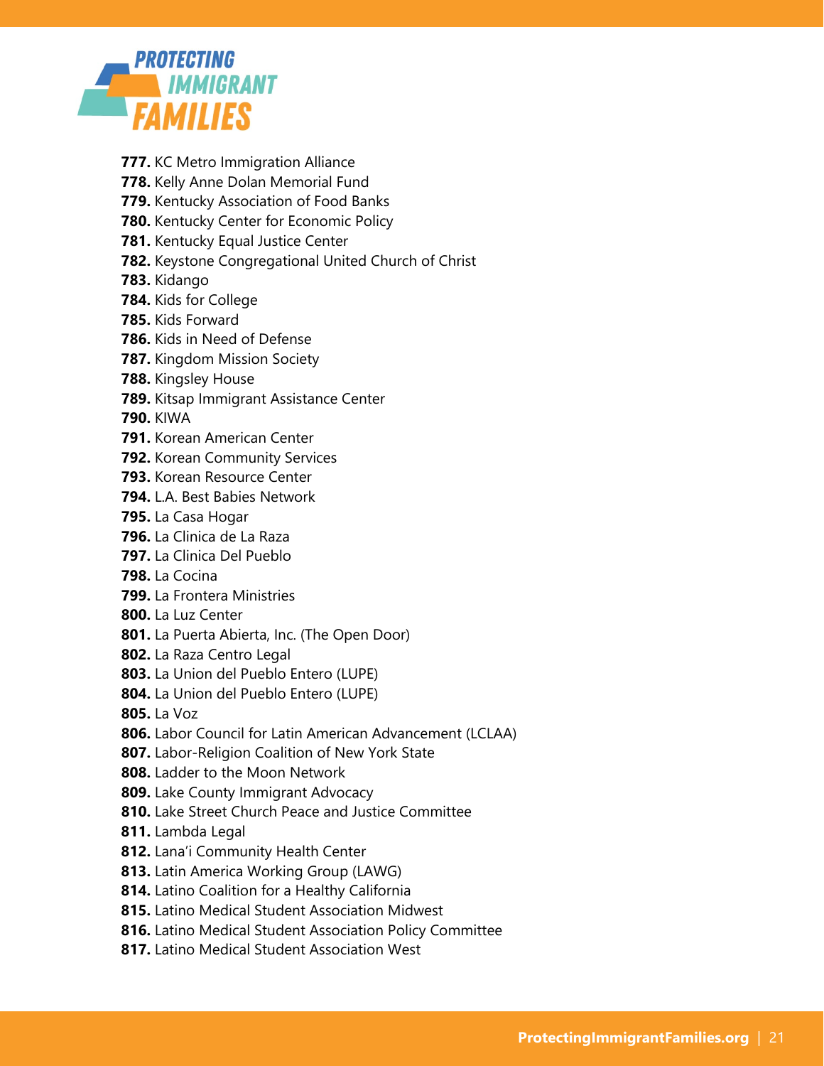**777.** KC Metro Immigration Alliance
**778.** Kelly Anne Dolan Memorial Fund
**779.** Kentucky Association of Food Banks
**780.** Kentucky Center for Economic Policy
**781.** Kentucky Equal Justice Center
**782.** Keystone Congregational United Church of Christ
**783.** Kidango
**784.** Kids for College
**785.** Kids Forward
**786.** Kids in Need of Defense
**787.** Kingdom Mission Society
**788.** Kingsley House
**789.** Kitsap Immigrant Assistance Center
**790.** KIWA
**791.** Korean American Center
**792.** Korean Community Services
**793.** Korean Resource Center
**794.** L.A. Best Babies Network
**795.** La Casa Hogar
**796.** La Clinica de La Raza
**797.** La Clinica Del Pueblo
**798.** La Cocina
**799.** La Frontera Ministries
**800.** La Luz Center
**801.** La Puerta Abierta, Inc. (The Open Door)
**802.** La Raza Centro Legal
**803.** La Union del Pueblo Entero (LUPE)
**804.** La Union del Pueblo Entero (LUPE)
**805.** La Voz
**806.** Labor Council for Latin American Advancement (LCLAA)
**807.** Labor-Religion Coalition of New York State
**808.** Ladder to the Moon Network
**809.** Lake County Immigrant Advocacy
**810.** Lake Street Church Peace and Justice Committee
**811.** Lambda Legal
**812.** Lana'i Community Health Center
**813.** Latin America Working Group (LAWG)
**814.** Latino Coalition for a Healthy California
**815.** Latino Medical Student Association Midwest
**816.** Latino Medical Student Association Policy Committee
**817.** Latino Medical Student Association West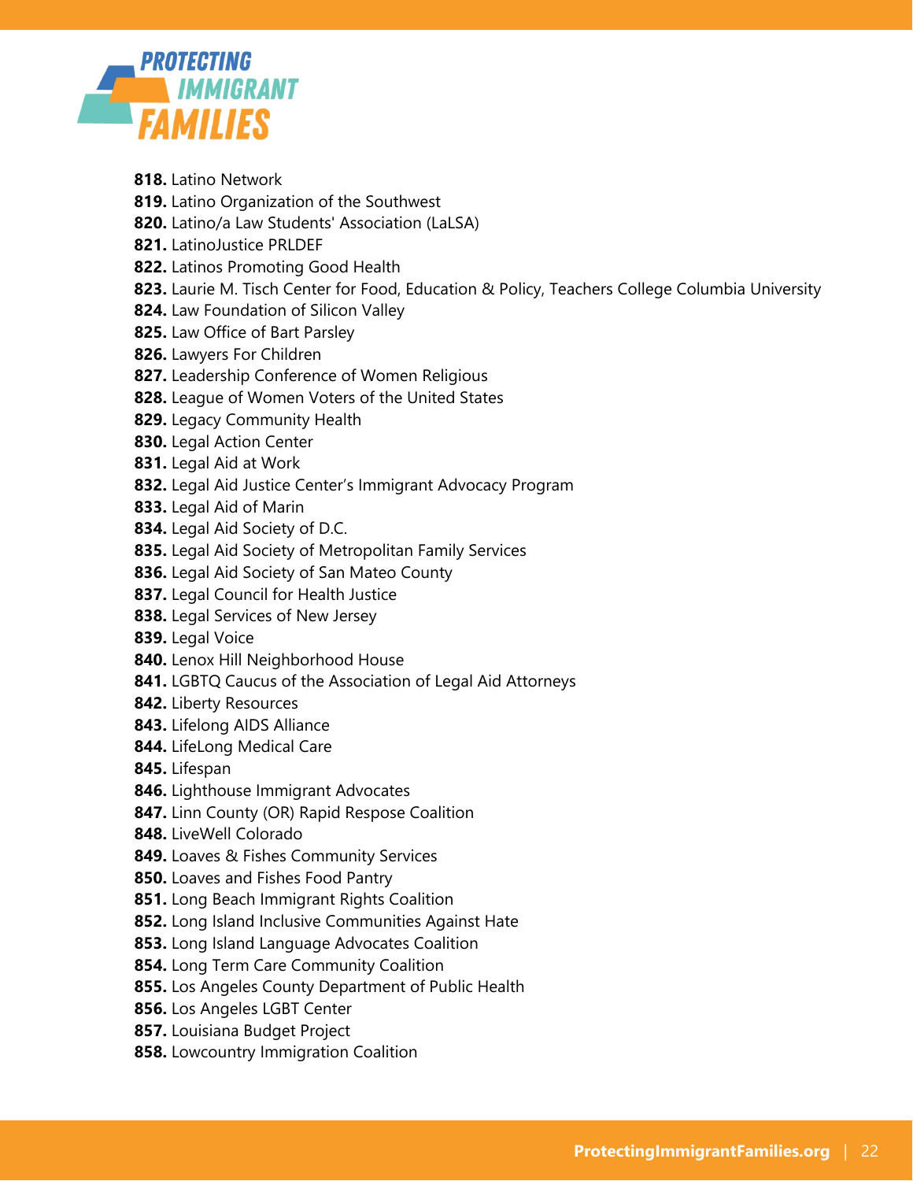**818.** Latino Network
**819.** Latino Organization of the Southwest
**820.** Latino/a Law Students' Association (LaLSA)
**821.** LatinoJustice PRLDEF
**822.** Latinos Promoting Good Health
**823.** Laurie M. Tisch Center for Food, Education & Policy, Teachers College Columbia University
**824.** Law Foundation of Silicon Valley
**825.** Law Office of Bart Parsley
**826.** Lawyers For Children
**827.** Leadership Conference of Women Religious
**828.** League of Women Voters of the United States
**829.** Legacy Community Health
**830.** Legal Action Center
**831.** Legal Aid at Work
**832.** Legal Aid Justice Center's Immigrant Advocacy Program
**833.** Legal Aid of Marin
**834.** Legal Aid Society of D.C.
**835.** Legal Aid Society of Metropolitan Family Services
**836.** Legal Aid Society of San Mateo County
**837.** Legal Council for Health Justice
**838.** Legal Services of New Jersey
**839.** Legal Voice
**840.** Lenox Hill Neighborhood House
**841.** LGBTQ Caucus of the Association of Legal Aid Attorneys
**842.** Liberty Resources
**843.** Lifelong AIDS Alliance
**844.** LifeLong Medical Care
**845.** Lifespan
**846.** Lighthouse Immigrant Advocates
**847.** Linn County (OR) Rapid Respose Coalition
**848.** LiveWell Colorado
**849.** Loaves & Fishes Community Services
**850.** Loaves and Fishes Food Pantry
**851.** Long Beach Immigrant Rights Coalition
**852.** Long Island Inclusive Communities Against Hate
**853.** Long Island Language Advocates Coalition
**854.** Long Term Care Community Coalition
**855.** Los Angeles County Department of Public Health
**856.** Los Angeles LGBT Center
**857.** Louisiana Budget Project
**858.** Lowcountry Immigration Coalition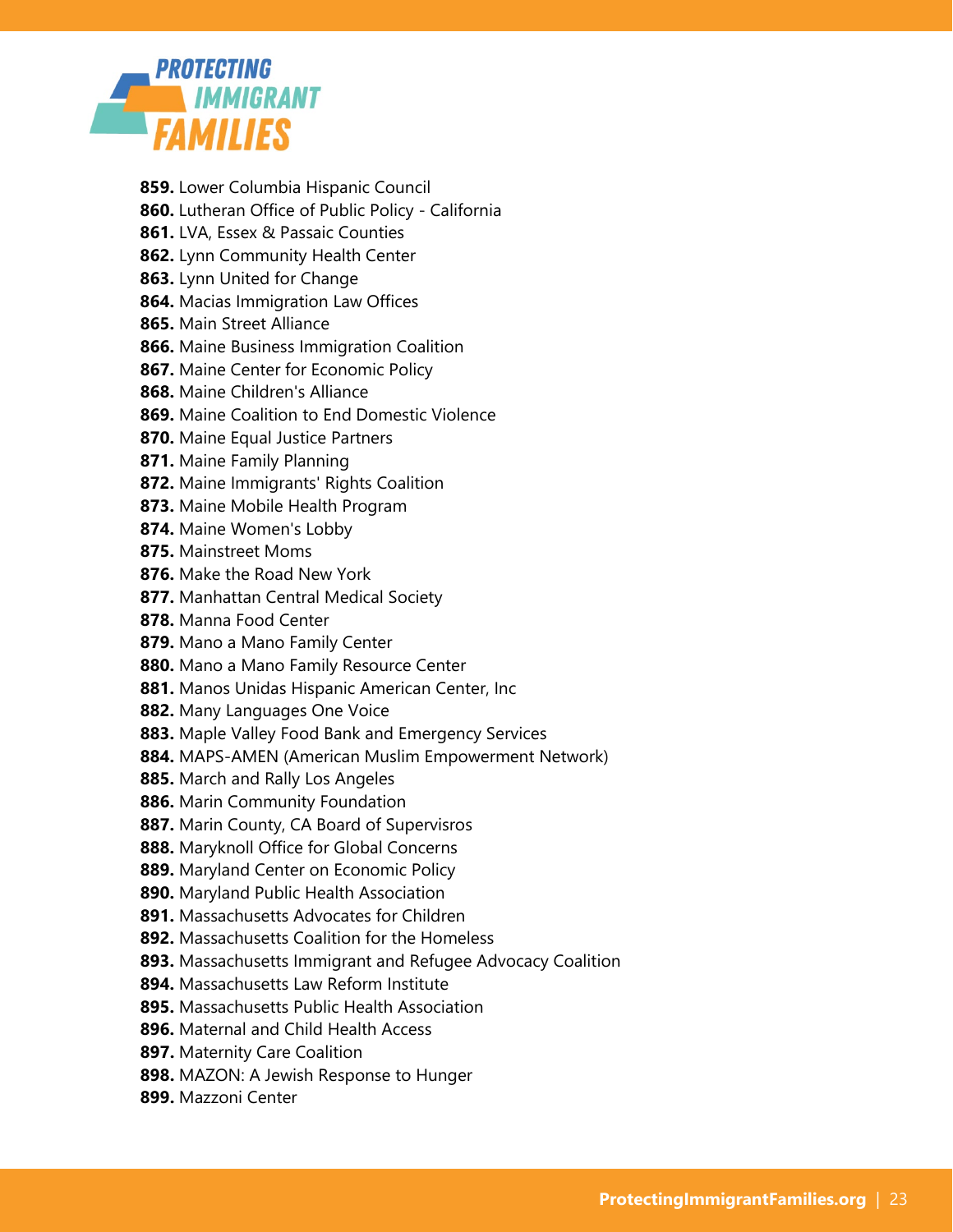**859.** Lower Columbia Hispanic Council
**860.** Lutheran Office of Public Policy - California
**861.** LVA, Essex & Passaic Counties
**862.** Lynn Community Health Center
**863.** Lynn United for Change
**864.** Macias Immigration Law Offices
**865.** Main Street Alliance
**866.** Maine Business Immigration Coalition
**867.** Maine Center for Economic Policy
**868.** Maine Children's Alliance
**869.** Maine Coalition to End Domestic Violence
**870.** Maine Equal Justice Partners
**871.** Maine Family Planning
**872.** Maine Immigrants' Rights Coalition
**873.** Maine Mobile Health Program
**874.** Maine Women's Lobby
**875.** Mainstreet Moms
**876.** Make the Road New York
**877.** Manhattan Central Medical Society
**878.** Manna Food Center
**879.** Mano a Mano Family Center
**880.** Mano a Mano Family Resource Center
**881.** Manos Unidas Hispanic American Center, Inc
**882.** Many Languages One Voice
**883.** Maple Valley Food Bank and Emergency Services
**884.** MAPS-AMEN (American Muslim Empowerment Network)
**885.** March and Rally Los Angeles
**886.** Marin Community Foundation
**887.** Marin County, CA Board of Supervisros
**888.** Maryknoll Office for Global Concerns
**889.** Maryland Center on Economic Policy
**890.** Maryland Public Health Association
**891.** Massachusetts Advocates for Children
**892.** Massachusetts Coalition for the Homeless
**893.** Massachusetts Immigrant and Refugee Advocacy Coalition
**894.** Massachusetts Law Reform Institute
**895.** Massachusetts Public Health Association
**896.** Maternal and Child Health Access
**897.** Maternity Care Coalition
**898.** MAZON: A Jewish Response to Hunger
**899.** Mazzoni Center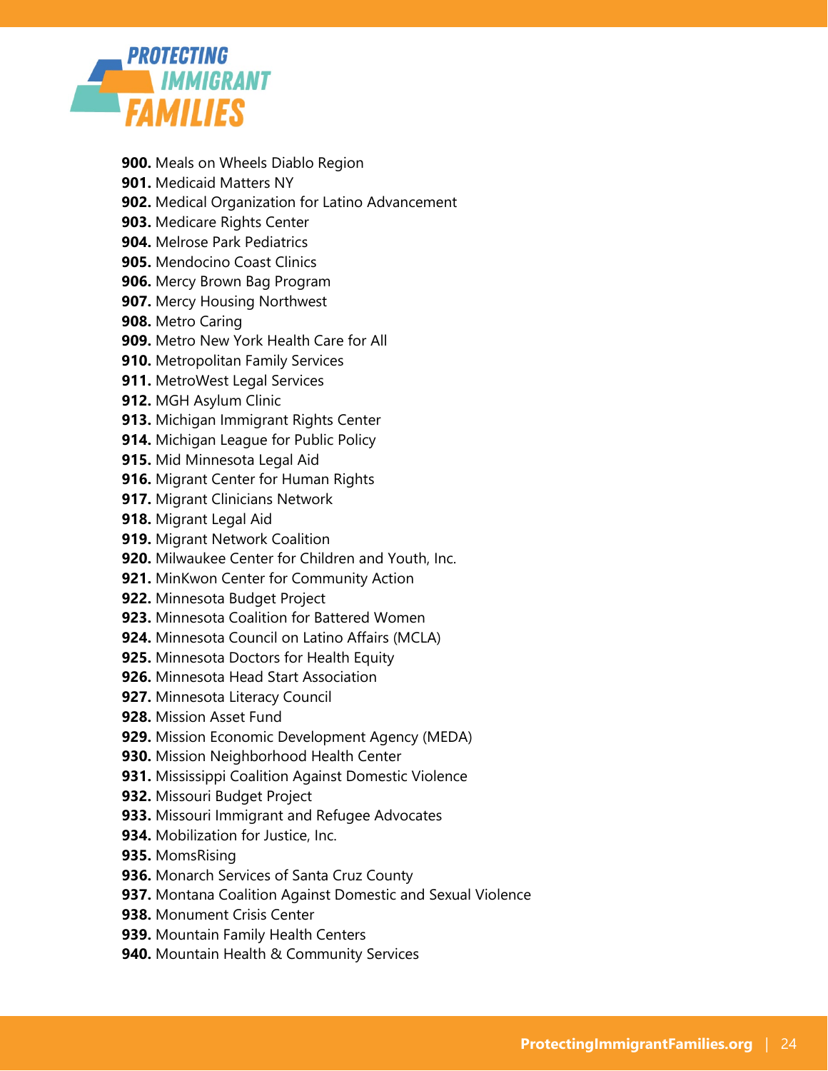**900.** Meals on Wheels Diablo Region
**901.** Medicaid Matters NY
**902.** Medical Organization for Latino Advancement
**903.** Medicare Rights Center
**904.** Melrose Park Pediatrics
**905.** Mendocino Coast Clinics
**906.** Mercy Brown Bag Program
**907.** Mercy Housing Northwest
**908.** Metro Caring
**909.** Metro New York Health Care for All
**910.** Metropolitan Family Services
**911.** MetroWest Legal Services
**912.** MGH Asylum Clinic
**913.** Michigan Immigrant Rights Center
**914.** Michigan League for Public Policy
**915.** Mid Minnesota Legal Aid
**916.** Migrant Center for Human Rights
**917.** Migrant Clinicians Network
**918.** Migrant Legal Aid
**919.** Migrant Network Coalition
**920.** Milwaukee Center for Children and Youth, Inc.
**921.** MinKwon Center for Community Action
**922.** Minnesota Budget Project
**923.** Minnesota Coalition for Battered Women
**924.** Minnesota Council on Latino Affairs (MCLA)
**925.** Minnesota Doctors for Health Equity
**926.** Minnesota Head Start Association
**927.** Minnesota Literacy Council
**928.** Mission Asset Fund
**929.** Mission Economic Development Agency (MEDA)
**930.** Mission Neighborhood Health Center
**931.** Mississippi Coalition Against Domestic Violence
**932.** Missouri Budget Project
**933.** Missouri Immigrant and Refugee Advocates
**934.** Mobilization for Justice, Inc.
**935.** MomsRising
**936.** Monarch Services of Santa Cruz County
**937.** Montana Coalition Against Domestic and Sexual Violence
**938.** Monument Crisis Center
**939.** Mountain Family Health Centers
**940.** Mountain Health & Community Services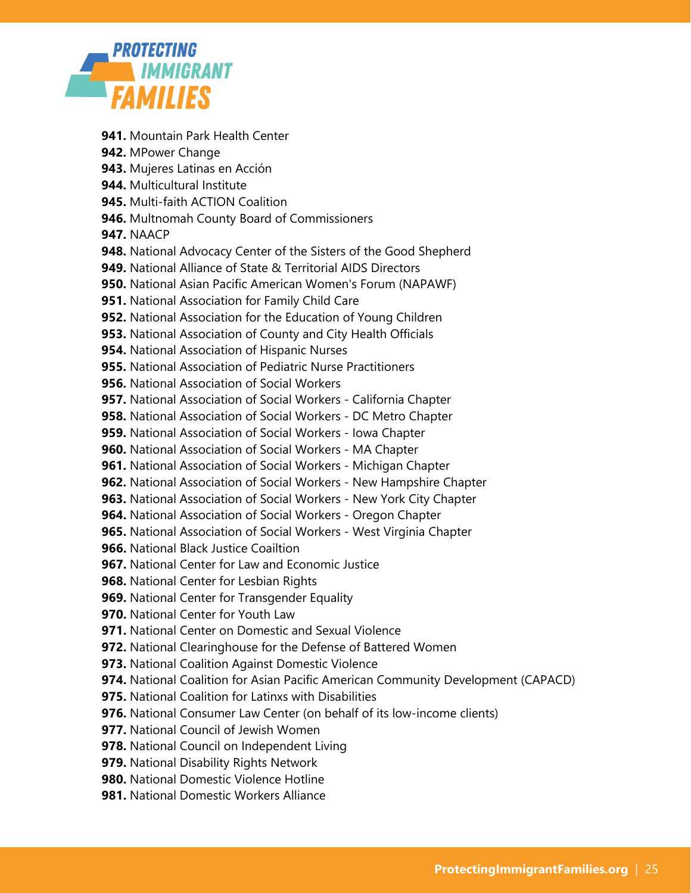**941.** Mountain Park Health Center
**942.** MPower Change
**943.** Mujeres Latinas en Acción
**944.** Multicultural Institute
**945.** Multi-faith ACTION Coalition
**946.** Multnomah County Board of Commissioners
**947.** NAACP
**948.** National Advocacy Center of the Sisters of the Good Shepherd
**949.** National Alliance of State & Territorial AIDS Directors
**950.** National Asian Pacific American Women's Forum (NAPAWF)
**951.** National Association for Family Child Care
**952.** National Association for the Education of Young Children
**953.** National Association of County and City Health Officials
**954.** National Association of Hispanic Nurses
**955.** National Association of Pediatric Nurse Practitioners
**956.** National Association of Social Workers
**957.** National Association of Social Workers - California Chapter
**958.** National Association of Social Workers - DC Metro Chapter
**959.** National Association of Social Workers - Iowa Chapter
**960.** National Association of Social Workers - MA Chapter
**961.** National Association of Social Workers - Michigan Chapter
**962.** National Association of Social Workers - New Hampshire Chapter
**963.** National Association of Social Workers - New York City Chapter
**964.** National Association of Social Workers - Oregon Chapter
**965.** National Association of Social Workers - West Virginia Chapter
**966.** National Black Justice Coailtion
**967.** National Center for Law and Economic Justice
**968.** National Center for Lesbian Rights
**969.** National Center for Transgender Equality
**970.** National Center for Youth Law
**971.** National Center on Domestic and Sexual Violence
**972.** National Clearinghouse for the Defense of Battered Women
**973.** National Coalition Against Domestic Violence
**974.** National Coalition for Asian Pacific American Community Development (CAPACD)
**975.** National Coalition for Latinxs with Disabilities
**976.** National Consumer Law Center (on behalf of its low-income clients)
**977.** National Council of Jewish Women
**978.** National Council on Independent Living
**979.** National Disability Rights Network
**980.** National Domestic Violence Hotline
**981.** National Domestic Workers Alliance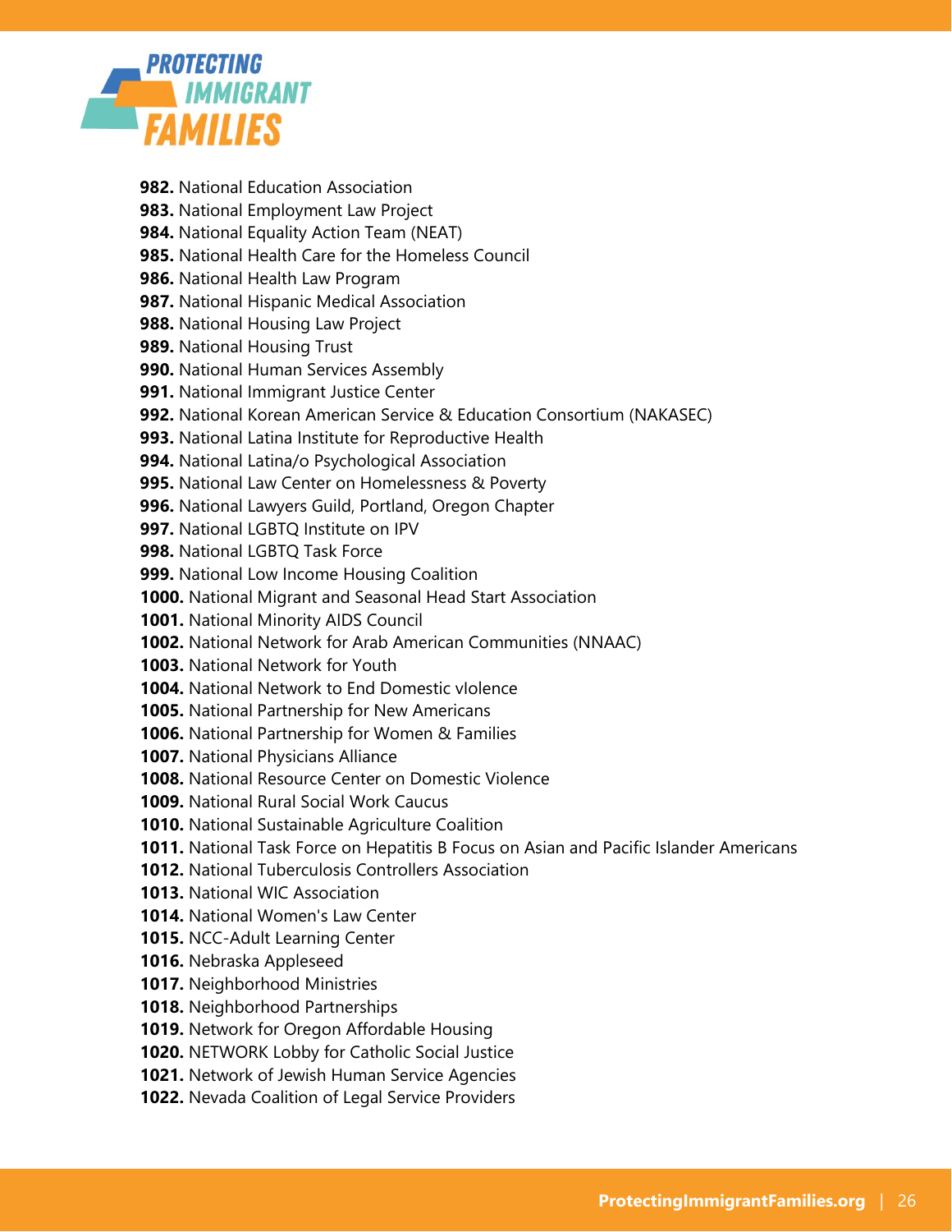**982.** National Education Association
**983.** National Employment Law Project
**984.** National Equality Action Team (NEAT)
**985.** National Health Care for the Homeless Council
**986.** National Health Law Program
**987.** National Hispanic Medical Association
**988.** National Housing Law Project
**989.** National Housing Trust
**990.** National Human Services Assembly
**991.** National Immigrant Justice Center
**992.** National Korean American Service & Education Consortium (NAKASEC)
**993.** National Latina Institute for Reproductive Health
**994.** National Latina/o Psychological Association
**995.** National Law Center on Homelessness & Poverty
**996.** National Lawyers Guild, Portland, Oregon Chapter
**997.** National LGBTQ Institute on IPV
**998.** National LGBTQ Task Force
**999.** National Low Income Housing Coalition
**1000.** National Migrant and Seasonal Head Start Association
**1001.** National Minority AIDS Council
**1002.** National Network for Arab American Communities (NNAAC)
**1003.** National Network for Youth
**1004.** National Network to End Domestic vIolence
**1005.** National Partnership for New Americans
**1006.** National Partnership for Women & Families
**1007.** National Physicians Alliance
**1008.** National Resource Center on Domestic Violence
**1009.** National Rural Social Work Caucus
**1010.** National Sustainable Agriculture Coalition
**1011.** National Task Force on Hepatitis B Focus on Asian and Pacific Islander Americans
**1012.** National Tuberculosis Controllers Association
**1013.** National WIC Association
**1014.** National Women's Law Center
**1015.** NCC-Adult Learning Center
**1016.** Nebraska Appleseed
**1017.** Neighborhood Ministries
**1018.** Neighborhood Partnerships
**1019.** Network for Oregon Affordable Housing
**1020.** NETWORK Lobby for Catholic Social Justice
**1021.** Network of Jewish Human Service Agencies
**1022.** Nevada Coalition of Legal Service Providers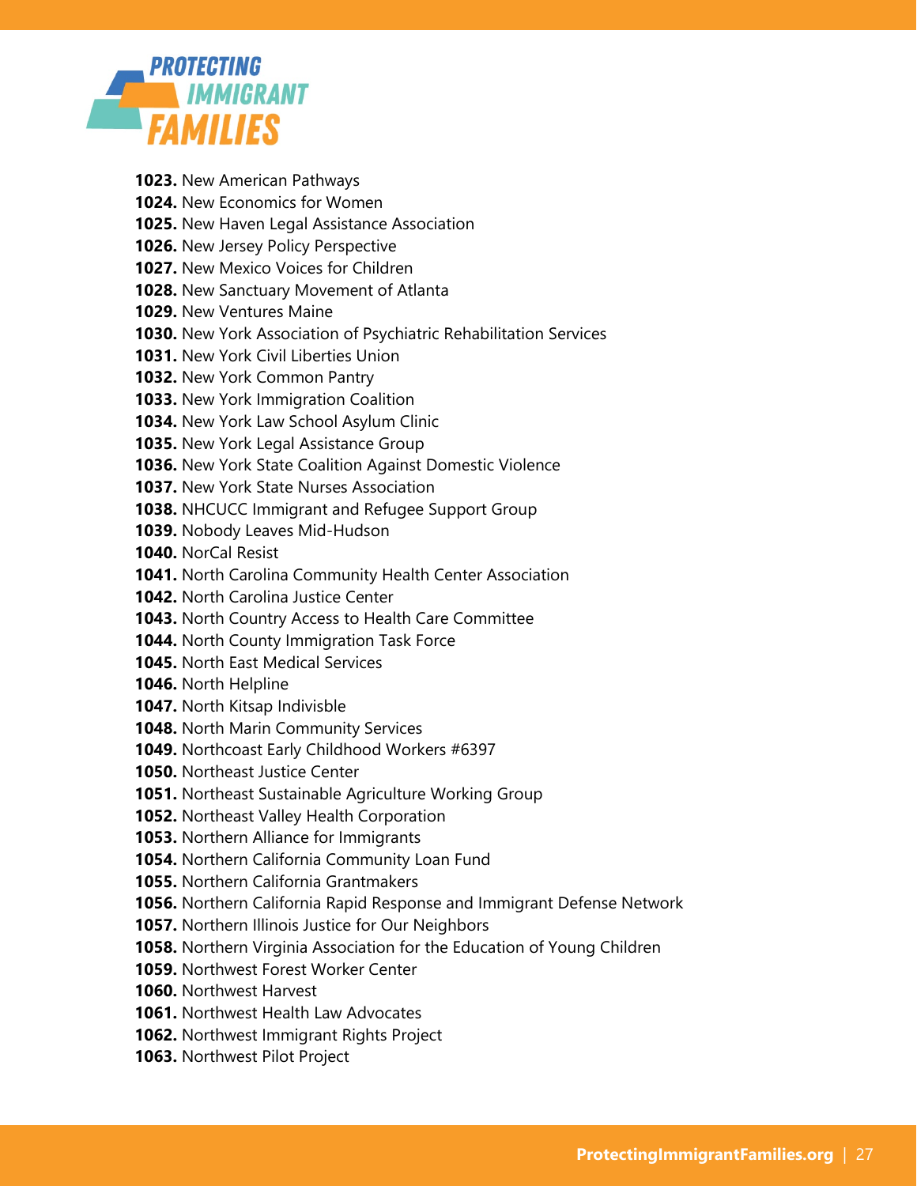**1023.** New American Pathways
**1024.** New Economics for Women
**1025.** New Haven Legal Assistance Association
**1026.** New Jersey Policy Perspective
**1027.** New Mexico Voices for Children
**1028.** New Sanctuary Movement of Atlanta
**1029.** New Ventures Maine
**1030.** New York Association of Psychiatric Rehabilitation Services
**1031.** New York Civil Liberties Union
**1032.** New York Common Pantry
**1033.** New York Immigration Coalition
**1034.** New York Law School Asylum Clinic
**1035.** New York Legal Assistance Group
**1036.** New York State Coalition Against Domestic Violence
**1037.** New York State Nurses Association
**1038.** NHCUCC Immigrant and Refugee Support Group
**1039.** Nobody Leaves Mid-Hudson
**1040.** NorCal Resist
**1041.** North Carolina Community Health Center Association
**1042.** North Carolina Justice Center
**1043.** North Country Access to Health Care Committee
**1044.** North County Immigration Task Force
**1045.** North East Medical Services
**1046.** North Helpline
**1047.** North Kitsap Indivisble
**1048.** North Marin Community Services
**1049.** Northcoast Early Childhood Workers #6397
**1050.** Northeast Justice Center
**1051.** Northeast Sustainable Agriculture Working Group
**1052.** Northeast Valley Health Corporation
**1053.** Northern Alliance for Immigrants
**1054.** Northern California Community Loan Fund
**1055.** Northern California Grantmakers
**1056.** Northern California Rapid Response and Immigrant Defense Network
**1057.** Northern Illinois Justice for Our Neighbors
**1058.** Northern Virginia Association for the Education of Young Children
**1059.** Northwest Forest Worker Center
**1060.** Northwest Harvest
**1061.** Northwest Health Law Advocates
**1062.** Northwest Immigrant Rights Project
**1063.** Northwest Pilot Project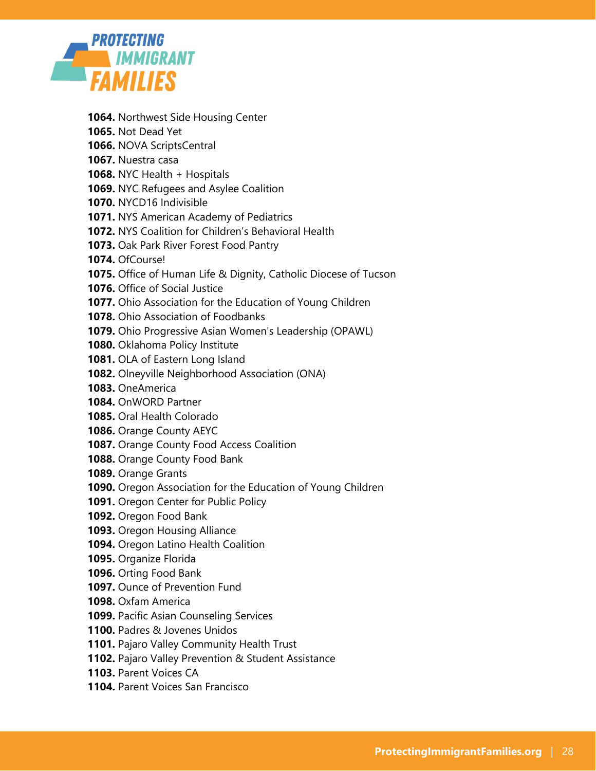**1064.** Northwest Side Housing Center
**1065.** Not Dead Yet
**1066.** NOVA ScriptsCentral
**1067.** Nuestra casa
**1068.** NYC Health + Hospitals
**1069.** NYC Refugees and Asylee Coalition
**1070.** NYCD16 Indivisible
**1071.** NYS American Academy of Pediatrics
**1072.** NYS Coalition for Children's Behavioral Health
**1073.** Oak Park River Forest Food Pantry
**1074.** OfCourse!
**1075.** Office of Human Life & Dignity, Catholic Diocese of Tucson
**1076.** Office of Social Justice
**1077.** Ohio Association for the Education of Young Children
**1078.** Ohio Association of Foodbanks
**1079.** Ohio Progressive Asian Women's Leadership (OPAWL)
**1080.** Oklahoma Policy Institute
**1081.** OLA of Eastern Long Island
**1082.** Olneyville Neighborhood Association (ONA)
**1083.** OneAmerica
**1084.** OnWORD Partner
**1085.** Oral Health Colorado
**1086.** Orange County AEYC
**1087.** Orange County Food Access Coalition
**1088.** Orange County Food Bank
**1089.** Orange Grants
**1090.** Oregon Association for the Education of Young Children
**1091.** Oregon Center for Public Policy
**1092.** Oregon Food Bank
**1093.** Oregon Housing Alliance
**1094.** Oregon Latino Health Coalition
**1095.** Organize Florida
**1096.** Orting Food Bank
**1097.** Ounce of Prevention Fund
**1098.** Oxfam America
**1099.** Pacific Asian Counseling Services
**1100.** Padres & Jovenes Unidos
**1101.** Pajaro Valley Community Health Trust
**1102.** Pajaro Valley Prevention & Student Assistance
**1103.** Parent Voices CA
**1104.** Parent Voices San Francisco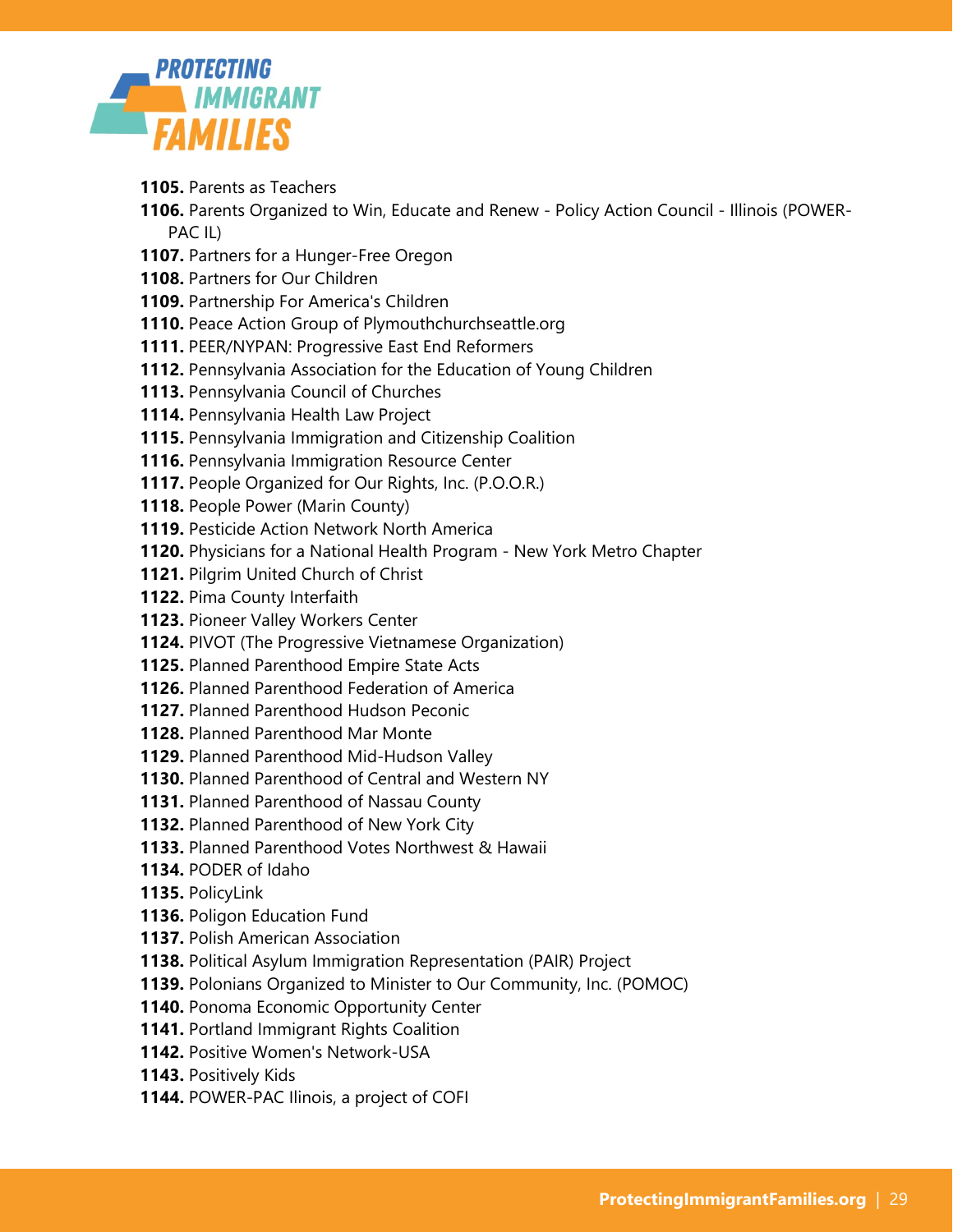**1105.** Parents as Teachers
**1106.** Parents Organized to Win, Educate and Renew - Policy Action Council - Illinois (POWER-PAC IL)
**1107.** Partners for a Hunger-Free Oregon
**1108.** Partners for Our Children
**1109.** Partnership For America's Children
**1110.** Peace Action Group of Plymouthchurchseattle.org
**1111.** PEER/NYPAN: Progressive East End Reformers
**1112.** Pennsylvania Association for the Education of Young Children
**1113.** Pennsylvania Council of Churches
**1114.** Pennsylvania Health Law Project
**1115.** Pennsylvania Immigration and Citizenship Coalition
**1116.** Pennsylvania Immigration Resource Center
**1117.** People Organized for Our Rights, Inc. (P.O.O.R.)
**1118.** People Power (Marin County)
**1119.** Pesticide Action Network North America
**1120.** Physicians for a National Health Program - New York Metro Chapter
**1121.** Pilgrim United Church of Christ
**1122.** Pima County Interfaith
**1123.** Pioneer Valley Workers Center
**1124.** PIVOT (The Progressive Vietnamese Organization)
**1125.** Planned Parenthood Empire State Acts
**1126.** Planned Parenthood Federation of America
**1127.** Planned Parenthood Hudson Peconic
**1128.** Planned Parenthood Mar Monte
**1129.** Planned Parenthood Mid-Hudson Valley
**1130.** Planned Parenthood of Central and Western NY
**1131.** Planned Parenthood of Nassau County
**1132.** Planned Parenthood of New York City
**1133.** Planned Parenthood Votes Northwest & Hawaii
**1134.** PODER of Idaho
**1135.** PolicyLink
**1136.** Poligon Education Fund
**1137.** Polish American Association
**1138.** Political Asylum Immigration Representation (PAIR) Project
**1139.** Polonians Organized to Minister to Our Community, Inc. (POMOC)
**1140.** Ponoma Economic Opportunity Center
**1141.** Portland Immigrant Rights Coalition
**1142.** Positive Women's Network-USA
**1143.** Positively Kids
**1144.** POWER-PAC Ilinois, a project of COFI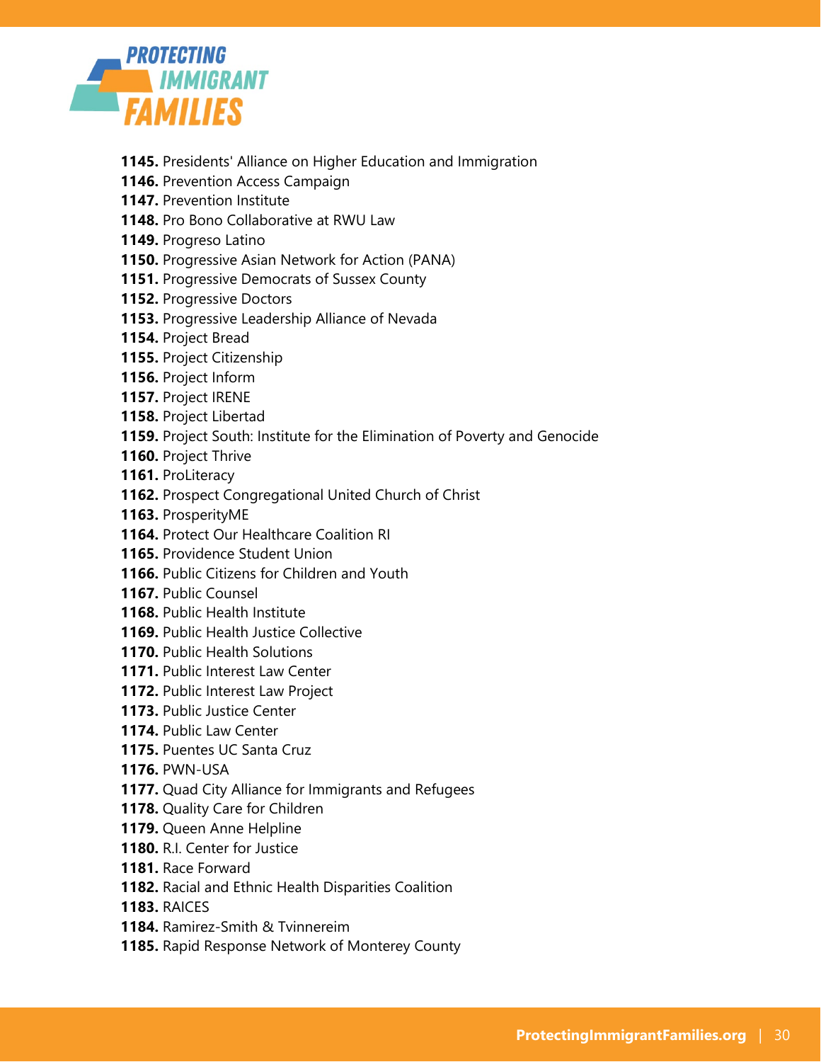**1145.** Presidents' Alliance on Higher Education and Immigration
**1146.** Prevention Access Campaign
**1147.** Prevention Institute
**1148.** Pro Bono Collaborative at RWU Law
**1149.** Progreso Latino
**1150.** Progressive Asian Network for Action (PANA)
**1151.** Progressive Democrats of Sussex County
**1152.** Progressive Doctors
**1153.** Progressive Leadership Alliance of Nevada
**1154.** Project Bread
**1155.** Project Citizenship
**1156.** Project Inform
**1157.** Project IRENE
**1158.** Project Libertad
**1159.** Project South: Institute for the Elimination of Poverty and Genocide
**1160.** Project Thrive
**1161.** ProLiteracy
**1162.** Prospect Congregational United Church of Christ
**1163.** ProsperityME
**1164.** Protect Our Healthcare Coalition RI
**1165.** Providence Student Union
**1166.** Public Citizens for Children and Youth
**1167.** Public Counsel
**1168.** Public Health Institute
**1169.** Public Health Justice Collective
**1170.** Public Health Solutions
**1171.** Public Interest Law Center
**1172.** Public Interest Law Project
**1173.** Public Justice Center
**1174.** Public Law Center
**1175.** Puentes UC Santa Cruz
**1176.** PWN-USA
**1177.** Quad City Alliance for Immigrants and Refugees
**1178.** Quality Care for Children
**1179.** Queen Anne Helpline
**1180.** R.I. Center for Justice
**1181.** Race Forward
**1182.** Racial and Ethnic Health Disparities Coalition
**1183.** RAICES
**1184.** Ramirez-Smith & Tvinnereim
**1185.** Rapid Response Network of Monterey County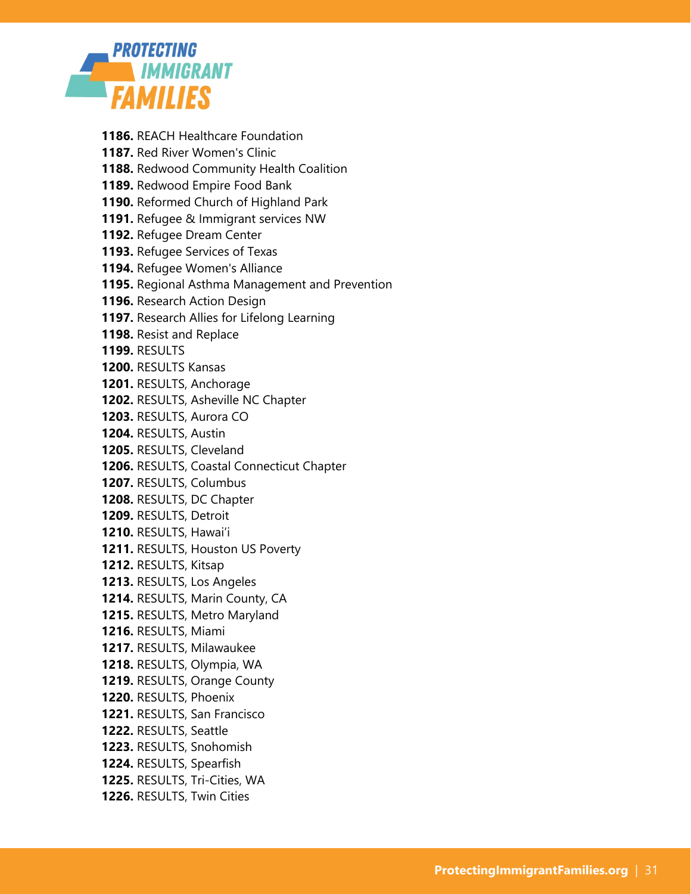**1186.** REACH Healthcare Foundation
**1187.** Red River Women's Clinic
**1188.** Redwood Community Health Coalition
**1189.** Redwood Empire Food Bank
**1190.** Reformed Church of Highland Park
**1191.** Refugee & Immigrant services NW
**1192.** Refugee Dream Center
**1193.** Refugee Services of Texas
**1194.** Refugee Women's Alliance
**1195.** Regional Asthma Management and Prevention
**1196.** Research Action Design
**1197.** Research Allies for Lifelong Learning
**1198.** Resist and Replace
**1199.** RESULTS
**1200.** RESULTS Kansas
**1201.** RESULTS, Anchorage
**1202.** RESULTS, Asheville NC Chapter
**1203.** RESULTS, Aurora CO
**1204.** RESULTS, Austin
**1205.** RESULTS, Cleveland
**1206.** RESULTS, Coastal Connecticut Chapter
**1207.** RESULTS, Columbus
**1208.** RESULTS, DC Chapter
**1209.** RESULTS, Detroit
**1210.** RESULTS, Hawai'i
**1211.** RESULTS, Houston US Poverty
**1212.** RESULTS, Kitsap
**1213.** RESULTS, Los Angeles
**1214.** RESULTS, Marin County, CA
**1215.** RESULTS, Metro Maryland
**1216.** RESULTS, Miami
**1217.** RESULTS, Milawaukee
**1218.** RESULTS, Olympia, WA
**1219.** RESULTS, Orange County
**1220.** RESULTS, Phoenix
**1221.** RESULTS, San Francisco
**1222.** RESULTS, Seattle
**1223.** RESULTS, Snohomish
**1224.** RESULTS, Spearfish
**1225.** RESULTS, Tri-Cities, WA
**1226.** RESULTS, Twin Cities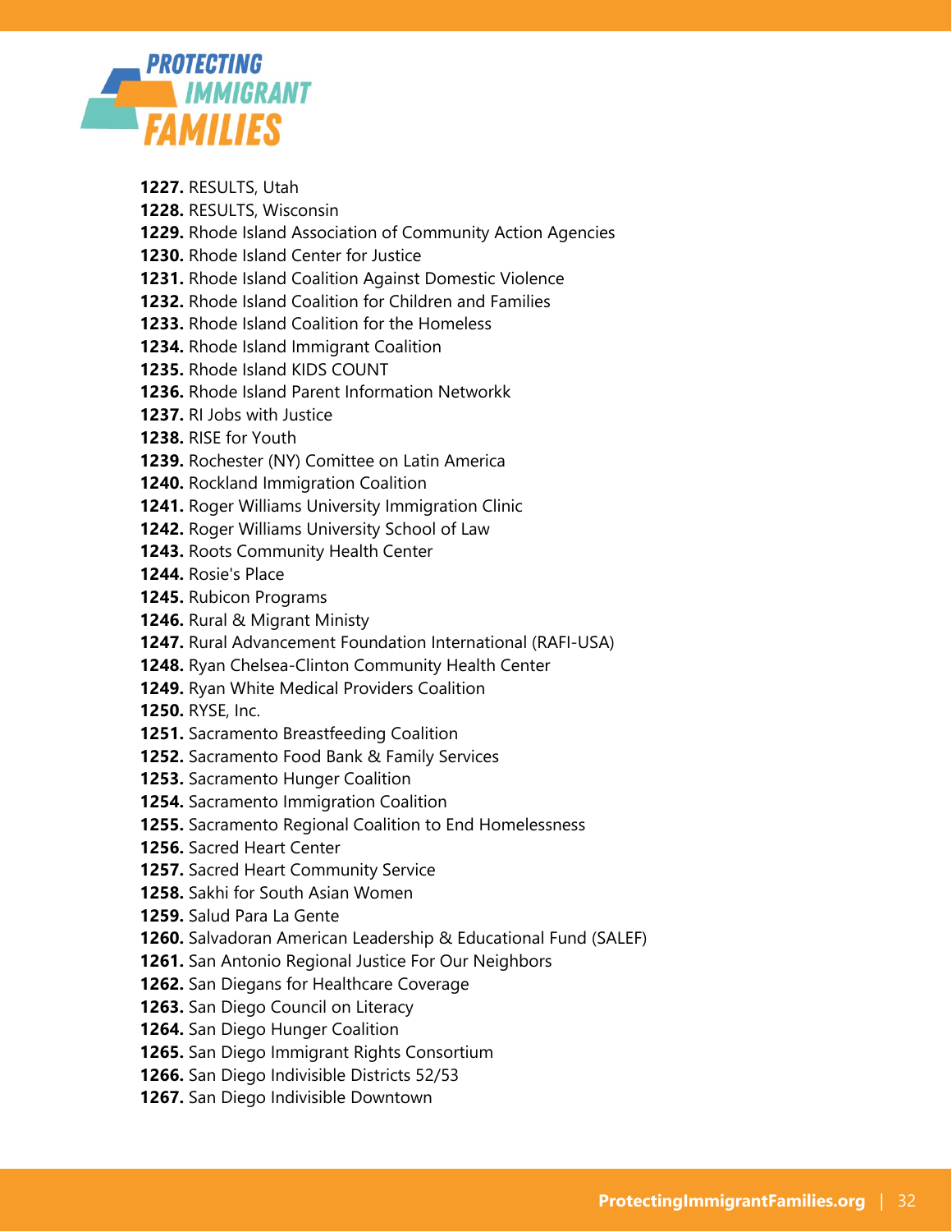**1227.** RESULTS, Utah
**1228.** RESULTS, Wisconsin
**1229.** Rhode Island Association of Community Action Agencies
**1230.** Rhode Island Center for Justice
**1231.** Rhode Island Coalition Against Domestic Violence
**1232.** Rhode Island Coalition for Children and Families
**1233.** Rhode Island Coalition for the Homeless
**1234.** Rhode Island Immigrant Coalition
**1235.** Rhode Island KIDS COUNT
**1236.** Rhode Island Parent Information Networkk
**1237.** RI Jobs with Justice
**1238.** RISE for Youth
**1239.** Rochester (NY) Comittee on Latin America
**1240.** Rockland Immigration Coalition
**1241.** Roger Williams University Immigration Clinic
**1242.** Roger Williams University School of Law
**1243.** Roots Community Health Center
**1244.** Rosie's Place
**1245.** Rubicon Programs
**1246.** Rural & Migrant Ministy
**1247.** Rural Advancement Foundation International (RAFI-USA)
**1248.** Ryan Chelsea-Clinton Community Health Center
**1249.** Ryan White Medical Providers Coalition
**1250.** RYSE, Inc.
**1251.** Sacramento Breastfeeding Coalition
**1252.** Sacramento Food Bank & Family Services
**1253.** Sacramento Hunger Coalition
**1254.** Sacramento Immigration Coalition
**1255.** Sacramento Regional Coalition to End Homelessness
**1256.** Sacred Heart Center
**1257.** Sacred Heart Community Service
**1258.** Sakhi for South Asian Women
**1259.** Salud Para La Gente
**1260.** Salvadoran American Leadership & Educational Fund (SALEF)
**1261.** San Antonio Regional Justice For Our Neighbors
**1262.** San Diegans for Healthcare Coverage
**1263.** San Diego Council on Literacy
**1264.** San Diego Hunger Coalition
**1265.** San Diego Immigrant Rights Consortium
**1266.** San Diego Indivisible Districts 52/53
**1267.** San Diego Indivisible Downtown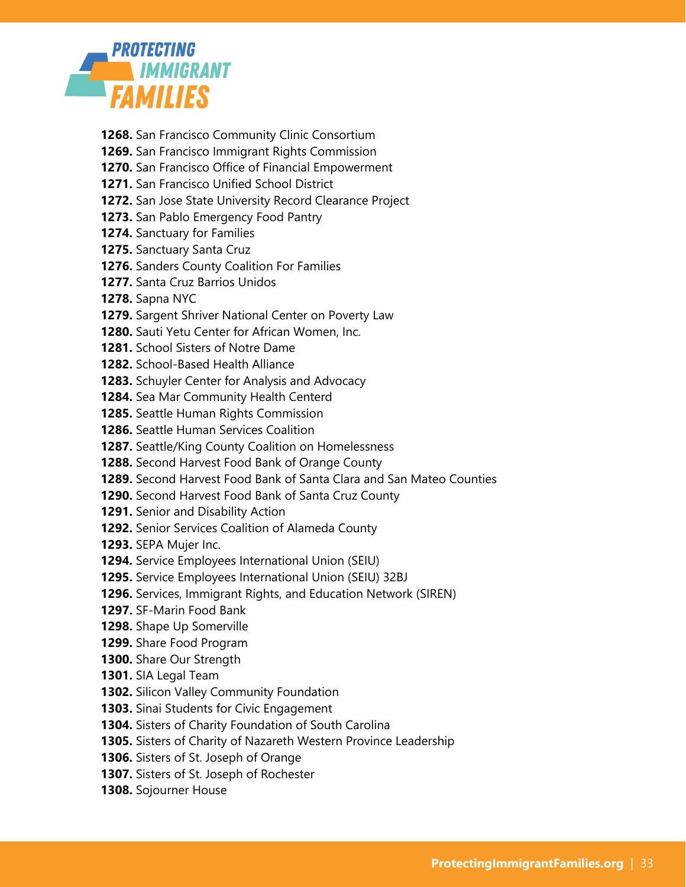**1268.** San Francisco Community Clinic Consortium
**1269.** San Francisco Immigrant Rights Commission
**1270.** San Francisco Office of Financial Empowerment
**1271.** San Francisco Unified School District
**1272.** San Jose State University Record Clearance Project
**1273.** San Pablo Emergency Food Pantry
**1274.** Sanctuary for Families
**1275.** Sanctuary Santa Cruz
**1276.** Sanders County Coalition For Families
**1277.** Santa Cruz Barrios Unidos
**1278.** Sapna NYC
**1279.** Sargent Shriver National Center on Poverty Law
**1280.** Sauti Yetu Center for African Women, Inc.
**1281.** School Sisters of Notre Dame
**1282.** School-Based Health Alliance
**1283.** Schuyler Center for Analysis and Advocacy
**1284.** Sea Mar Community Health Centerd
**1285.** Seattle Human Rights Commission
**1286.** Seattle Human Services Coalition
**1287.** Seattle/King County Coalition on Homelessness
**1288.** Second Harvest Food Bank of Orange County
**1289.** Second Harvest Food Bank of Santa Clara and San Mateo Counties
**1290.** Second Harvest Food Bank of Santa Cruz County
**1291.** Senior and Disability Action
**1292.** Senior Services Coalition of Alameda County
**1293.** SEPA Mujer Inc.
**1294.** Service Employees International Union (SEIU)
**1295.** Service Employees International Union (SEIU) 32BJ
**1296.** Services, Immigrant Rights, and Education Network (SIREN)
**1297.** SF-Marin Food Bank
**1298.** Shape Up Somerville
**1299.** Share Food Program
**1300.** Share Our Strength
**1301.** SIA Legal Team
**1302.** Silicon Valley Community Foundation
**1303.** Sinai Students for Civic Engagement
**1304.** Sisters of Charity Foundation of South Carolina
**1305.** Sisters of Charity of Nazareth Western Province Leadership
**1306.** Sisters of St. Joseph of Orange
**1307.** Sisters of St. Joseph of Rochester
**1308.** Sojourner House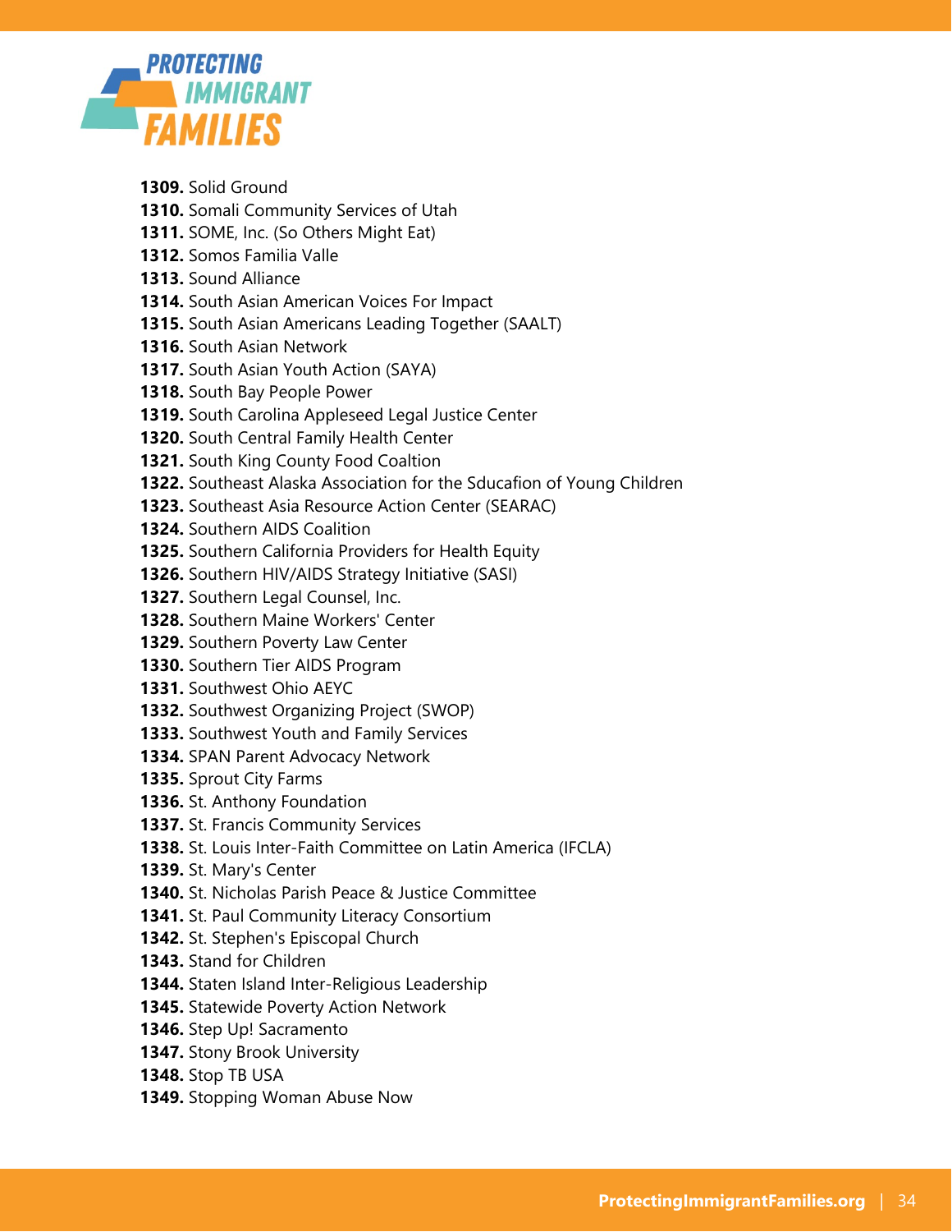**1309.** Solid Ground
**1310.** Somali Community Services of Utah
**1311.** SOME, Inc. (So Others Might Eat)
**1312.** Somos Familia Valle
**1313.** Sound Alliance
**1314.** South Asian American Voices For Impact
**1315.** South Asian Americans Leading Together (SAALT)
**1316.** South Asian Network
**1317.** South Asian Youth Action (SAYA)
**1318.** South Bay People Power
**1319.** South Carolina Appleseed Legal Justice Center
**1320.** South Central Family Health Center
**1321.** South King County Food Coaltion
**1322.** Southeast Alaska Association for the Sducafion of Young Children
**1323.** Southeast Asia Resource Action Center (SEARAC)
**1324.** Southern AIDS Coalition
**1325.** Southern California Providers for Health Equity
**1326.** Southern HIV/AIDS Strategy Initiative (SASI)
**1327.** Southern Legal Counsel, Inc.
**1328.** Southern Maine Workers' Center
**1329.** Southern Poverty Law Center
**1330.** Southern Tier AIDS Program
**1331.** Southwest Ohio AEYC
**1332.** Southwest Organizing Project (SWOP)
**1333.** Southwest Youth and Family Services
**1334.** SPAN Parent Advocacy Network
**1335.** Sprout City Farms
**1336.** St. Anthony Foundation
**1337.** St. Francis Community Services
**1338.** St. Louis Inter-Faith Committee on Latin America (IFCLA)
**1339.** St. Mary's Center
**1340.** St. Nicholas Parish Peace & Justice Committee
**1341.** St. Paul Community Literacy Consortium
**1342.** St. Stephen's Episcopal Church
**1343.** Stand for Children
**1344.** Staten Island Inter-Religious Leadership
**1345.** Statewide Poverty Action Network
**1346.** Step Up! Sacramento
**1347.** Stony Brook University
**1348.** Stop TB USA
**1349.** Stopping Woman Abuse Now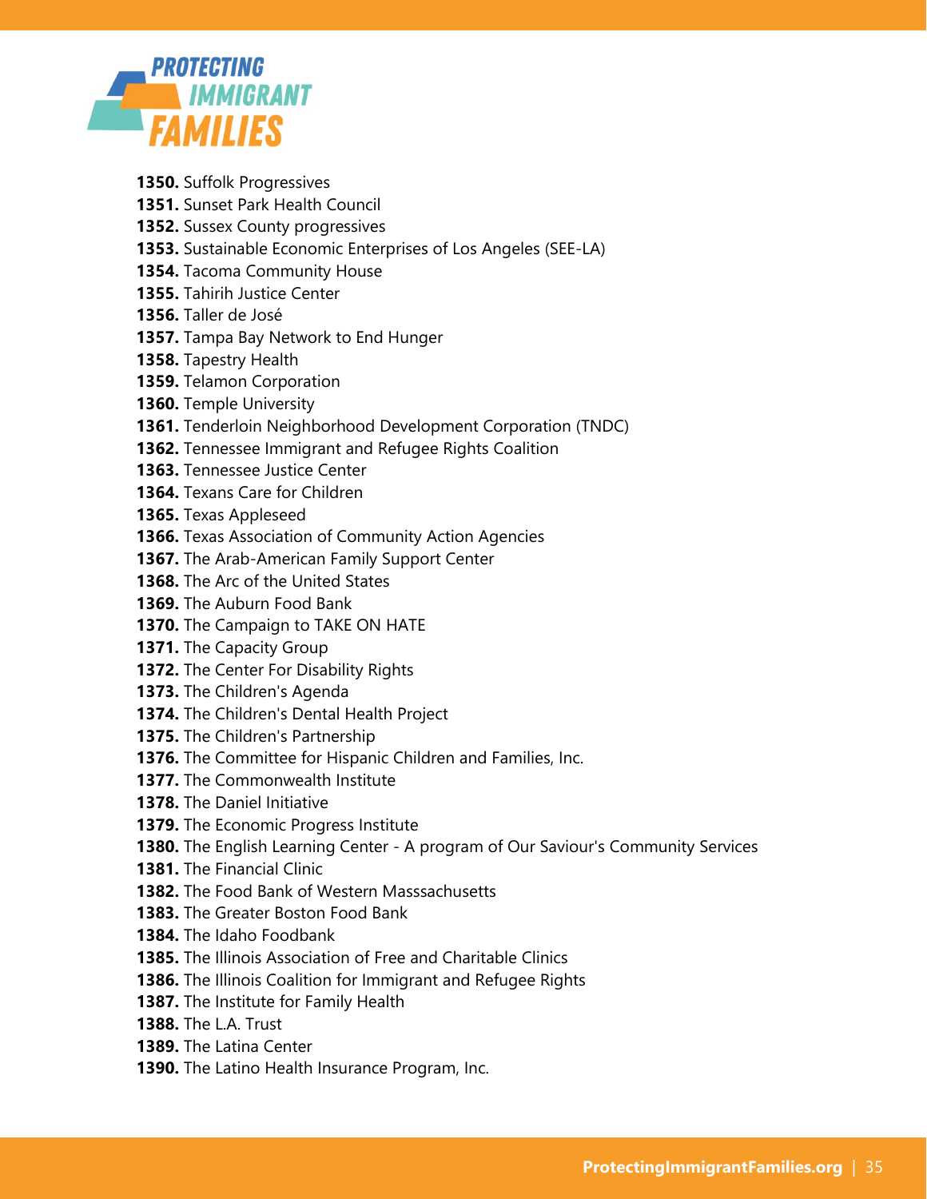**1350.** Suffolk Progressives
**1351.** Sunset Park Health Council
**1352.** Sussex County progressives
**1353.** Sustainable Economic Enterprises of Los Angeles (SEE-LA)
**1354.** Tacoma Community House
**1355.** Tahirih Justice Center
**1356.** Taller de José
**1357.** Tampa Bay Network to End Hunger
**1358.** Tapestry Health
**1359.** Telamon Corporation
**1360.** Temple University
**1361.** Tenderloin Neighborhood Development Corporation (TNDC)
**1362.** Tennessee Immigrant and Refugee Rights Coalition
**1363.** Tennessee Justice Center
**1364.** Texans Care for Children
**1365.** Texas Appleseed
**1366.** Texas Association of Community Action Agencies
**1367.** The Arab-American Family Support Center
**1368.** The Arc of the United States
**1369.** The Auburn Food Bank
**1370.** The Campaign to TAKE ON HATE
**1371.** The Capacity Group
**1372.** The Center For Disability Rights
**1373.** The Children's Agenda
**1374.** The Children's Dental Health Project
**1375.** The Children's Partnership
**1376.** The Committee for Hispanic Children and Families, Inc.
**1377.** The Commonwealth Institute
**1378.** The Daniel Initiative
**1379.** The Economic Progress Institute
**1380.** The English Learning Center - A program of Our Saviour's Community Services
**1381.** The Financial Clinic
**1382.** The Food Bank of Western Masssachusetts
**1383.** The Greater Boston Food Bank
**1384.** The Idaho Foodbank
**1385.** The Illinois Association of Free and Charitable Clinics
**1386.** The Illinois Coalition for Immigrant and Refugee Rights
**1387.** The Institute for Family Health
**1388.** The L.A. Trust
**1389.** The Latina Center
**1390.** The Latino Health Insurance Program, Inc.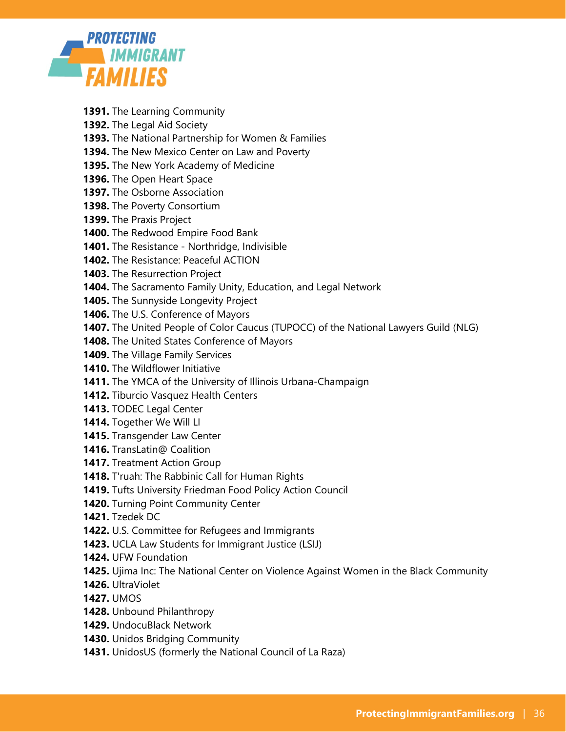**1391.** The Learning Community
**1392.** The Legal Aid Society
**1393.** The National Partnership for Women & Families
**1394.** The New Mexico Center on Law and Poverty
**1395.** The New York Academy of Medicine
**1396.** The Open Heart Space
**1397.** The Osborne Association
**1398.** The Poverty Consortium
**1399.** The Praxis Project
**1400.** The Redwood Empire Food Bank
**1401.** The Resistance - Northridge, Indivisible
**1402.** The Resistance: Peaceful ACTION
**1403.** The Resurrection Project
**1404.** The Sacramento Family Unity, Education, and Legal Network
**1405.** The Sunnyside Longevity Project
**1406.** The U.S. Conference of Mayors
**1407.** The United People of Color Caucus (TUPOCC) of the National Lawyers Guild (NLG)
**1408.** The United States Conference of Mayors
**1409.** The Village Family Services
**1410.** The Wildflower Initiative
**1411.** The YMCA of the University of Illinois Urbana-Champaign
**1412.** Tiburcio Vasquez Health Centers
**1413.** TODEC Legal Center
**1414.** Together We Will LI
**1415.** Transgender Law Center
**1416.** TransLatin@ Coalition
**1417.** Treatment Action Group
**1418.** T'ruah: The Rabbinic Call for Human Rights
**1419.** Tufts University Friedman Food Policy Action Council
**1420.** Turning Point Community Center
**1421.** Tzedek DC
**1422.** U.S. Committee for Refugees and Immigrants
**1423.** UCLA Law Students for Immigrant Justice (LSIJ)
**1424.** UFW Foundation
**1425.** Ujima Inc: The National Center on Violence Against Women in the Black Community
**1426.** UltraViolet
**1427.** UMOS
**1428.** Unbound Philanthropy
**1429.** UndocuBlack Network
**1430.** Unidos Bridging Community
**1431.** UnidosUS (formerly the National Council of La Raza)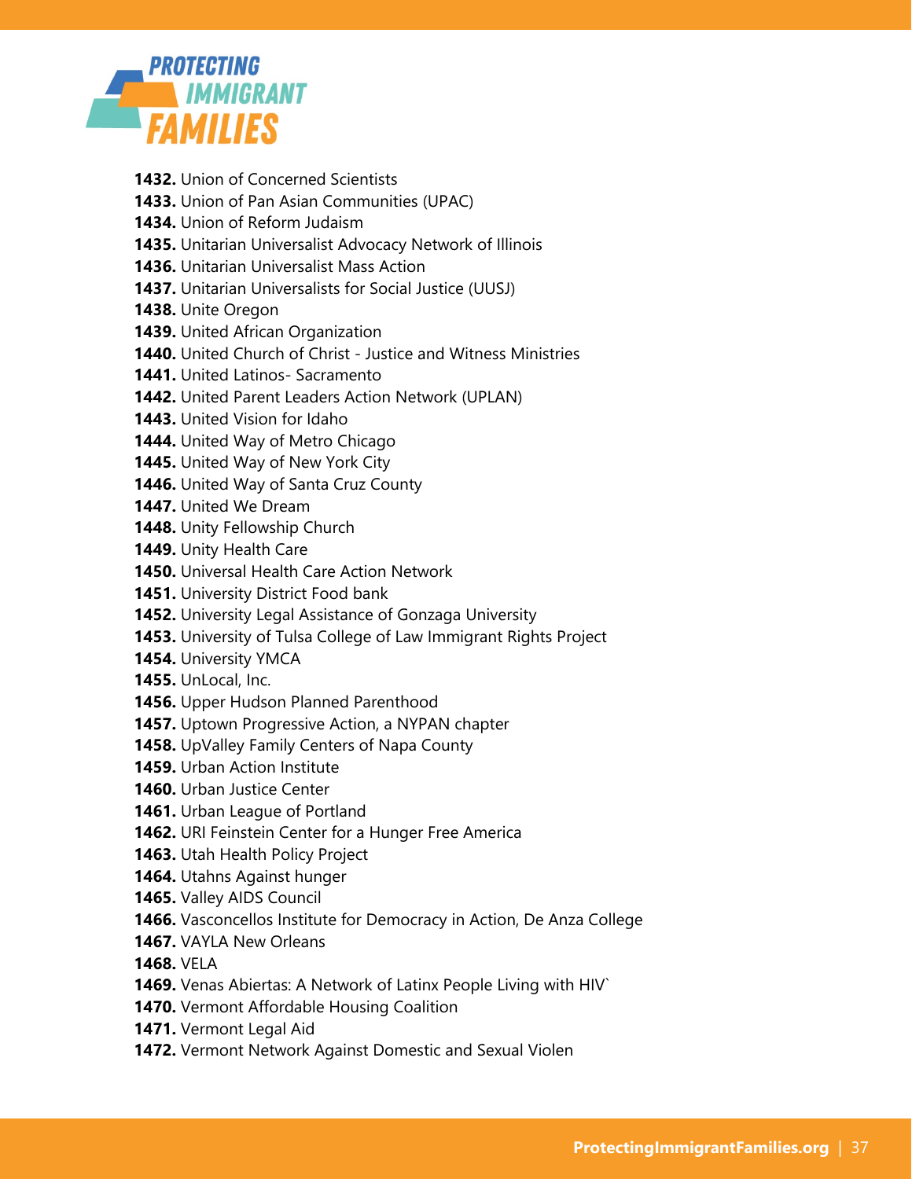**1432.** Union of Concerned Scientists
**1433.** Union of Pan Asian Communities (UPAC)
**1434.** Union of Reform Judaism
**1435.** Unitarian Universalist Advocacy Network of Illinois
**1436.** Unitarian Universalist Mass Action
**1437.** Unitarian Universalists for Social Justice (UUSJ)
**1438.** Unite Oregon
**1439.** United African Organization
**1440.** United Church of Christ - Justice and Witness Ministries
**1441.** United Latinos- Sacramento
**1442.** United Parent Leaders Action Network (UPLAN)
**1443.** United Vision for Idaho
**1444.** United Way of Metro Chicago
**1445.** United Way of New York City
**1446.** United Way of Santa Cruz County
**1447.** United We Dream
**1448.** Unity Fellowship Church
**1449.** Unity Health Care
**1450.** Universal Health Care Action Network
**1451.** University District Food bank
**1452.** University Legal Assistance of Gonzaga University
**1453.** University of Tulsa College of Law Immigrant Rights Project
**1454.** University YMCA
**1455.** UnLocal, Inc.
**1456.** Upper Hudson Planned Parenthood
**1457.** Uptown Progressive Action, a NYPAN chapter
**1458.** UpValley Family Centers of Napa County
**1459.** Urban Action Institute
**1460.** Urban Justice Center
**1461.** Urban League of Portland
**1462.** URI Feinstein Center for a Hunger Free America
**1463.** Utah Health Policy Project
**1464.** Utahns Against hunger
**1465.** Valley AIDS Council
**1466.** Vasconcellos Institute for Democracy in Action, De Anza College
**1467.** VAYLA New Orleans
**1468.** VELA
**1469.** Venas Abiertas: A Network of Latinx People Living with HIV`
**1470.** Vermont Affordable Housing Coalition
**1471.** Vermont Legal Aid
**1472.** Vermont Network Against Domestic and Sexual Violen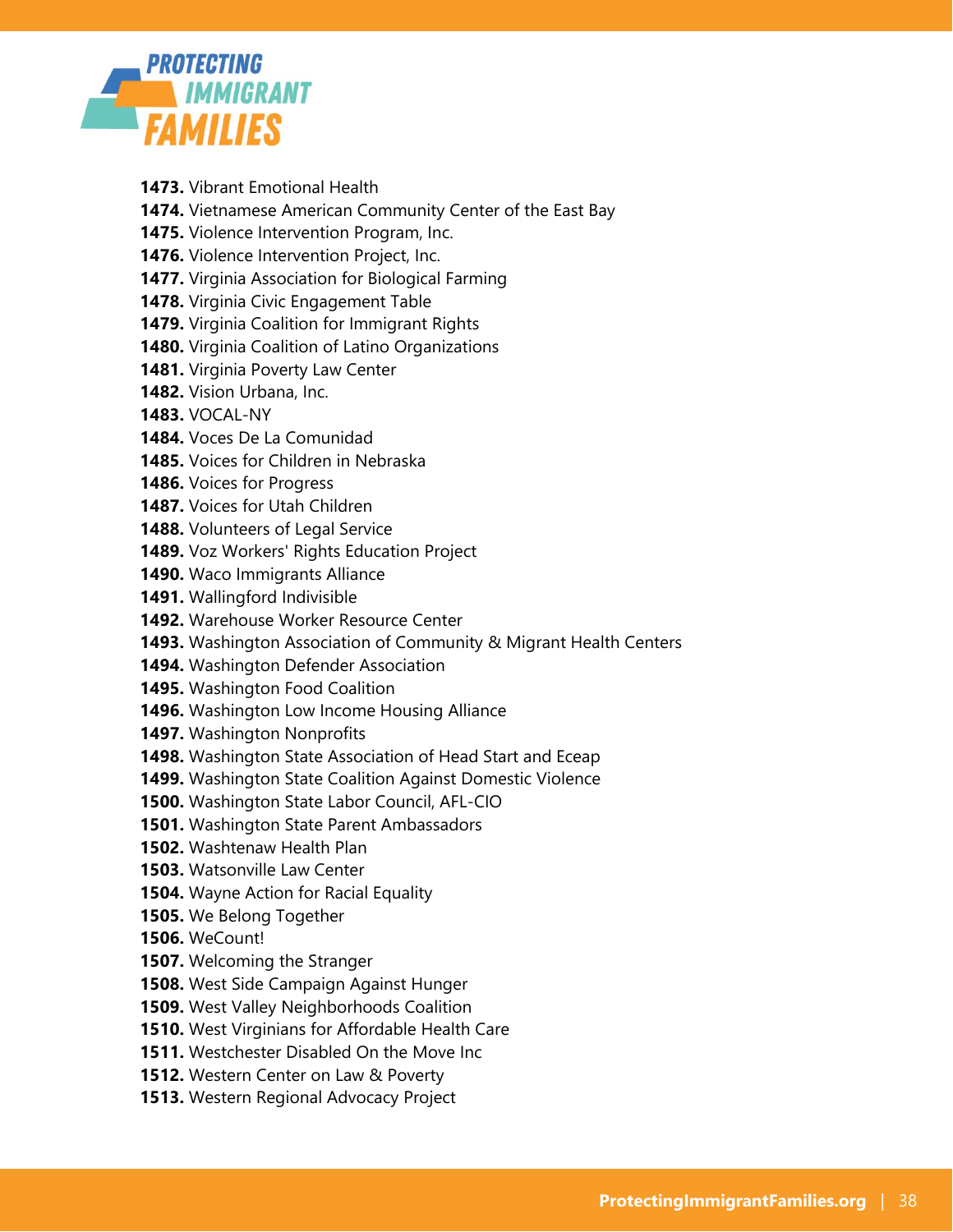**1473.** Vibrant Emotional Health
**1474.** Vietnamese American Community Center of the East Bay
**1475.** Violence Intervention Program, Inc.
**1476.** Violence Intervention Project, Inc.
**1477.** Virginia Association for Biological Farming
**1478.** Virginia Civic Engagement Table
**1479.** Virginia Coalition for Immigrant Rights
**1480.** Virginia Coalition of Latino Organizations
**1481.** Virginia Poverty Law Center
**1482.** Vision Urbana, Inc.
**1483.** VOCAL-NY
**1484.** Voces De La Comunidad
**1485.** Voices for Children in Nebraska
**1486.** Voices for Progress
**1487.** Voices for Utah Children
**1488.** Volunteers of Legal Service
**1489.** Voz Workers' Rights Education Project
**1490.** Waco Immigrants Alliance
**1491.** Wallingford Indivisible
**1492.** Warehouse Worker Resource Center
**1493.** Washington Association of Community & Migrant Health Centers
**1494.** Washington Defender Association
**1495.** Washington Food Coalition
**1496.** Washington Low Income Housing Alliance
**1497.** Washington Nonprofits
**1498.** Washington State Association of Head Start and Eceap
**1499.** Washington State Coalition Against Domestic Violence
**1500.** Washington State Labor Council, AFL-CIO
**1501.** Washington State Parent Ambassadors
**1502.** Washtenaw Health Plan
**1503.** Watsonville Law Center
**1504.** Wayne Action for Racial Equality
**1505.** We Belong Together
**1506.** WeCount!
**1507.** Welcoming the Stranger
**1508.** West Side Campaign Against Hunger
**1509.** West Valley Neighborhoods Coalition
**1510.** West Virginians for Affordable Health Care
**1511.** Westchester Disabled On the Move Inc
**1512.** Western Center on Law & Poverty
**1513.** Western Regional Advocacy Project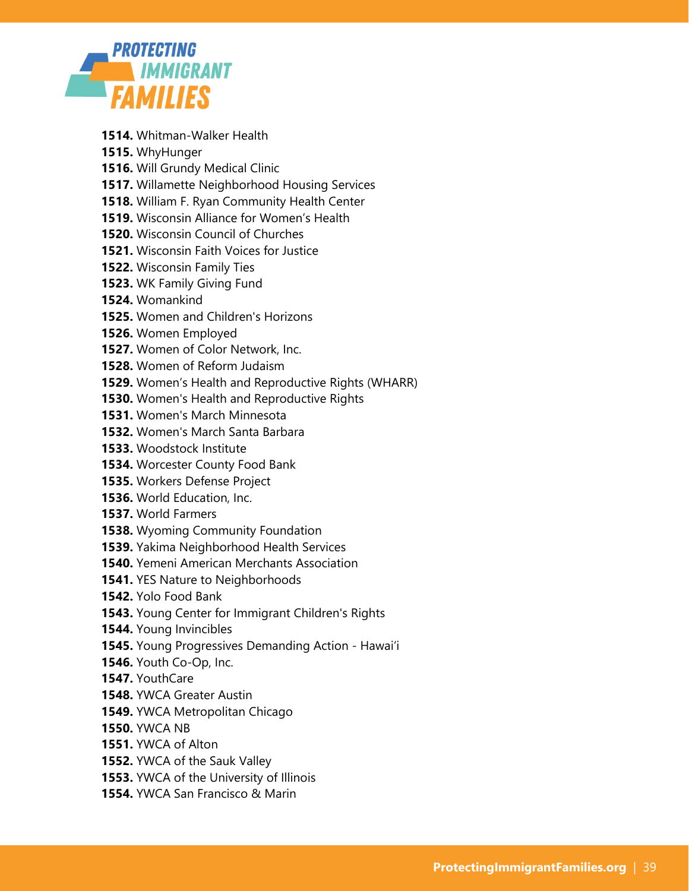1514. Whitman-Walker Health
1515. WhyHunger
1516. Will Grundy Medical Clinic
1517. Willamette Neighborhood Housing Services
1518. William F. Ryan Community Health Center
1519. Wisconsin Alliance for Women's Health
1520. Wisconsin Council of Churches
1521. Wisconsin Faith Voices for Justice
1522. Wisconsin Family Ties
1523. WK Family Giving Fund
1524. Womankind
1525. Women and Children's Horizons
1526. Women Employed
1527. Women of Color Network, Inc.
1528. Women of Reform Judaism
1529. Women's Health and Reproductive Rights (WHARR)
1530. Women's Health and Reproductive Rights
1531. Women's March Minnesota
1532. Women's March Santa Barbara
1533. Woodstock Institute
1534. Worcester County Food Bank
1535. Workers Defense Project
1536. World Education, Inc.
1537. World Farmers
1538. Wyoming Community Foundation
1539. Yakima Neighborhood Health Services
1540. Yemeni American Merchants Association
1541. YES Nature to Neighborhoods
1542. Yolo Food Bank
1543. Young Center for Immigrant Children's Rights
1544. Young Invincibles
1545. Young Progressives Demanding Action - Hawai'i
1546. Youth Co-Op, Inc.
1547. YouthCare
1548. YWCA Greater Austin
1549. YWCA Metropolitan Chicago
1550. YWCA NB
1551. YWCA of Alton
1552. YWCA of the Sauk Valley
1553. YWCA of the University of Illinois
1554. YWCA San Francisco & Marin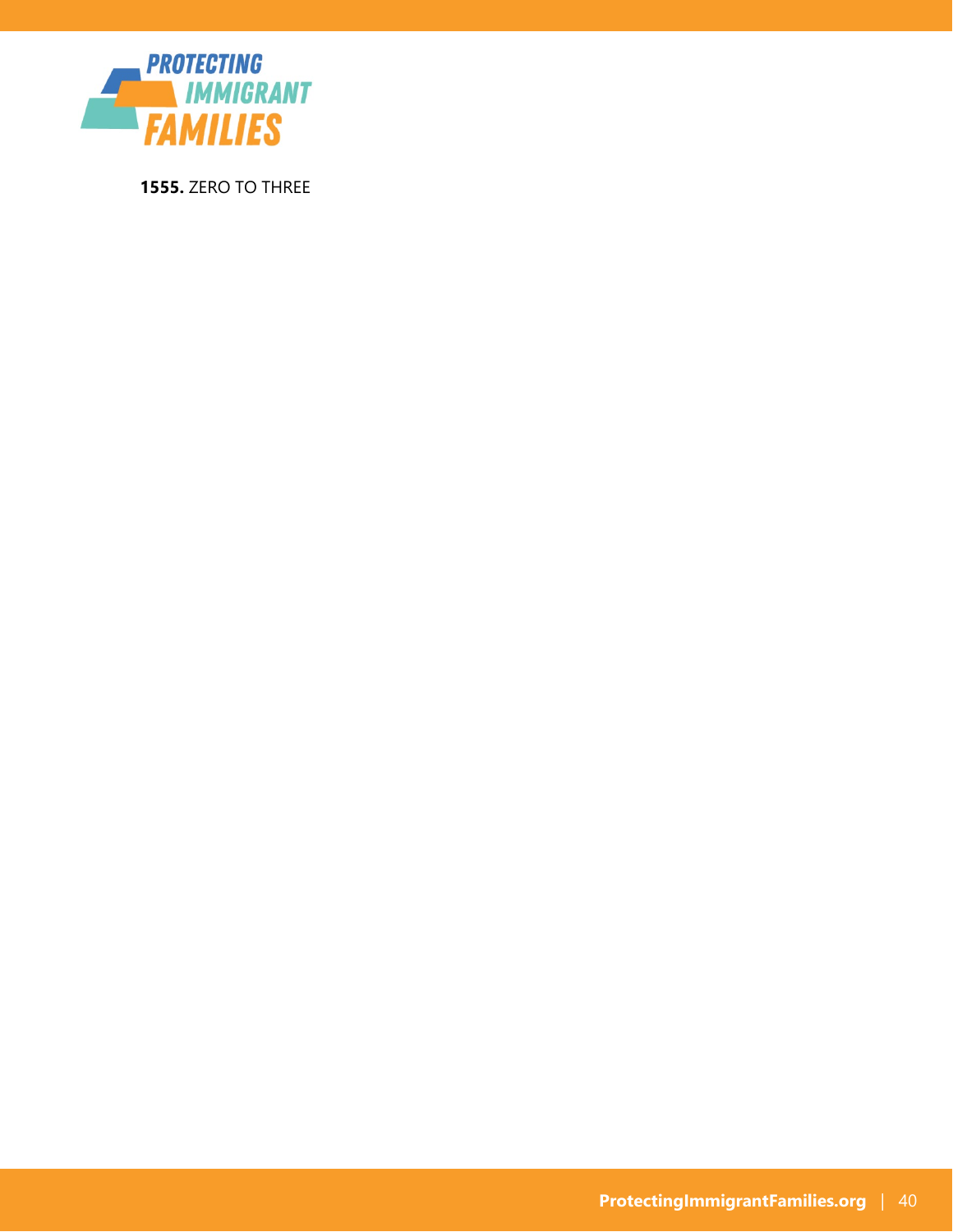**1555.** ZERO TO THREE